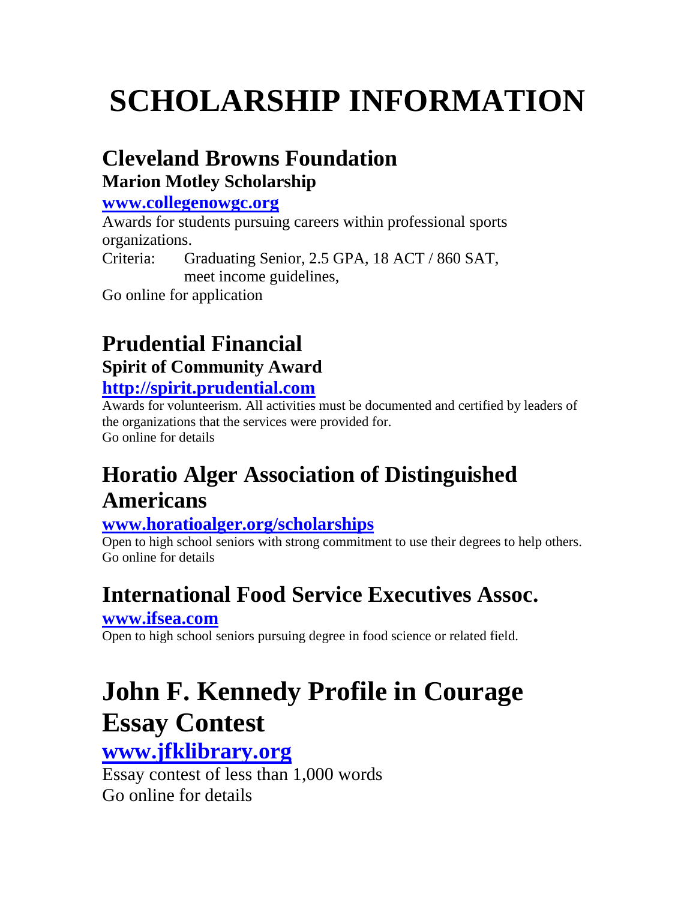# SCHOLARSHIP INFORMATION

## Cleveland Browns Foundation

### Marion Motley Scholarship

**www.collegenowgc.org**

Awards for students pursuing careers within professional sports organizations.

Criteria: Graduating Senior, 2.5 GPA, 18 ACT / 860 SAT, meet income guidelines,

Go online for application

## Prudential Financial

### Spirit of Community Award

**http://spirit.prudential.com**

Awards for volunteerism. All activities must be documented and certified by leaders of the organizations that the services were provided for.

Go online for details

## Horatio Alger Association of Distinguished Americans

**www.horatioalger.org/scholarships**

Open to high school seniors with strong commitment to use their degrees to help others.

Go online for details

## International Food Service Executives Assoc.

**www.ifsea.com**

Open to high school seniors pursuing degree in food science or related field.

# John F. Kennedy Profile in Courage Essay Contest

**www.jfklibrary.org**

Essay contest of less than 1,000 words

Go online for details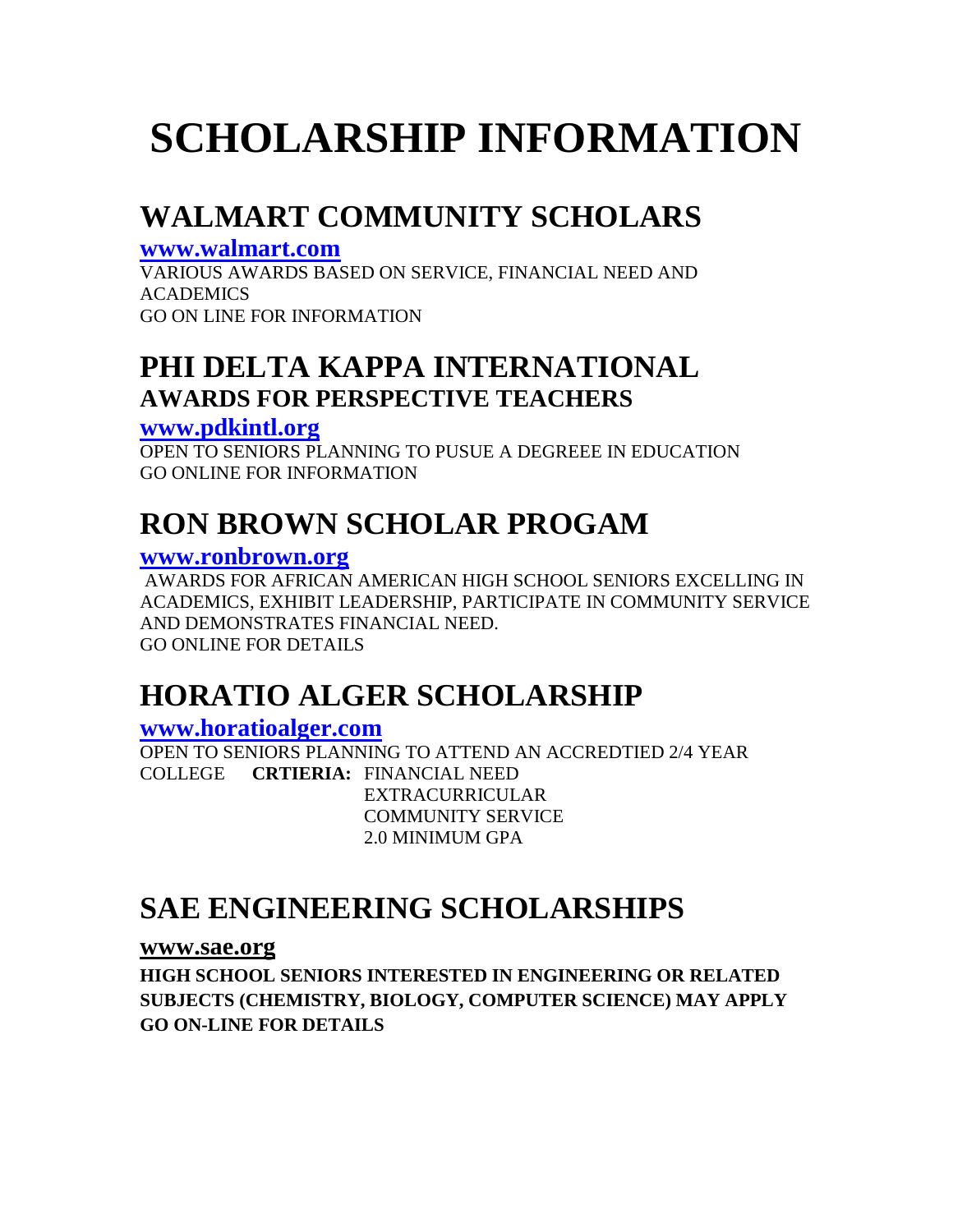# SCHOLARSHIP INFORMATION

## WALMART COMMUNITY SCHOLARS

**www.walmart.com**

VARIOUS AWARDS BASED ON SERVICE, FINANCIAL NEED AND ACADEMICS
GO ON LINE FOR INFORMATION

## PHI DELTA KAPPA INTERNATIONAL

### AWARDS FOR PERSPECTIVE TEACHERS

**www.pdkintl.org**

OPEN TO SENIORS PLANNING TO PUSUE A DEGREEE IN EDUCATION
GO ONLINE FOR INFORMATION

## RON BROWN SCHOLAR PROGAM

**www.ronbrown.org**

AWARDS FOR AFRICAN AMERICAN HIGH SCHOOL SENIORS EXCELLING IN ACADEMICS, EXHIBIT LEADERSHIP, PARTICIPATE IN COMMUNITY SERVICE AND DEMONSTRATES FINANCIAL NEED.
GO ONLINE FOR DETAILS

## HORATIO ALGER SCHOLARSHIP

**www.horatioalger.com**

OPEN TO SENIORS PLANNING TO ATTEND AN ACCREDTIED 2/4 YEAR COLLEGE **CRTIERIA:** FINANCIAL NEED
EXTRACURRICULAR
COMMUNITY SERVICE
2.0 MINIMUM GPA

## SAE ENGINEERING SCHOLARSHIPS

**www.sae.org**

**HIGH SCHOOL SENIORS INTERESTED IN ENGINEERING OR RELATED SUBJECTS (CHEMISTRY, BIOLOGY, COMPUTER SCIENCE) MAY APPLY**
**GO ON-LINE FOR DETAILS**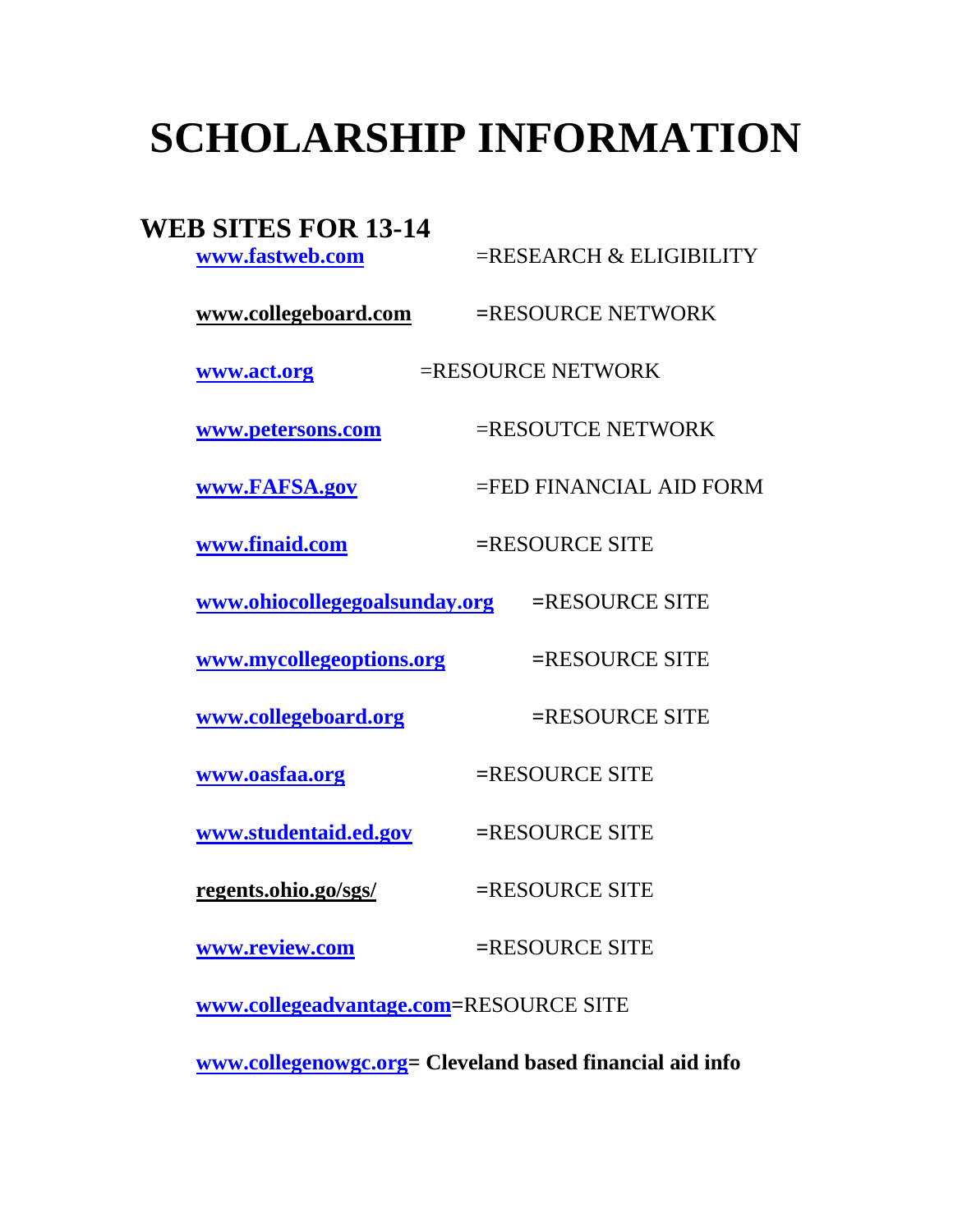# SCHOLARSHIP INFORMATION

## WEB SITES FOR 13-14

**www.fastweb.com** =RESEARCH & ELIGIBILITY

**www.collegeboard.com** =RESOURCE NETWORK

**www.act.org** =RESOURCE NETWORK

**www.petersons.com** =RESOUTCE NETWORK

**www.FAFSA.gov** =FED FINANCIAL AID FORM

**www.finaid.com** =RESOURCE SITE

**www.ohiocollegegoalsunday.org** =RESOURCE SITE

**www.mycollegeoptions.org** =RESOURCE SITE

**www.collegeboard.org** =RESOURCE SITE

**www.oasfaa.org** =RESOURCE SITE

**www.studentaid.ed.gov** =RESOURCE SITE

**regents.ohio.go/sgs/** =RESOURCE SITE

**www.review.com** =RESOURCE SITE

**www.collegeadvantage.com**=RESOURCE SITE

**www.collegenowgc.org= Cleveland based financial aid info**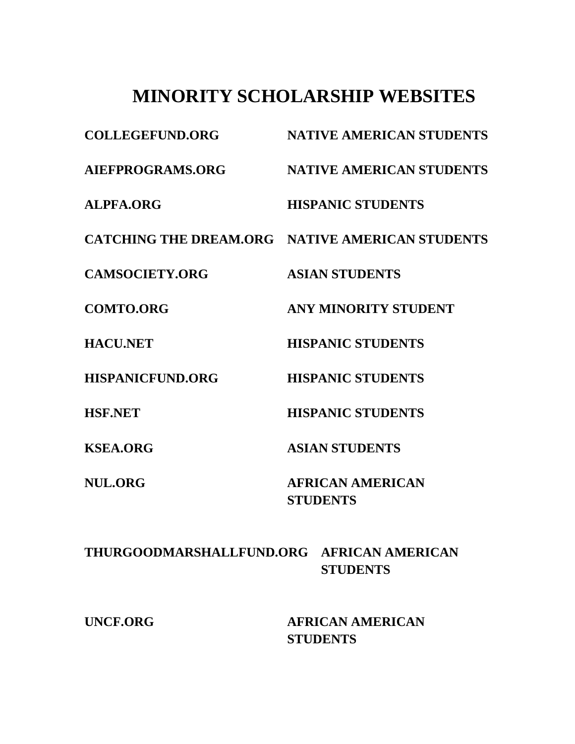# MINORITY SCHOLARSHIP WEBSITES

| | |
|---|---|
| **COLLEGEFUND.ORG** | **NATIVE AMERICAN STUDENTS** |
| **AIEFPROGRAMS.ORG** | **NATIVE AMERICAN STUDENTS** |
| **ALPFA.ORG** | **HISPANIC STUDENTS** |
| **CATCHING THE DREAM.ORG** | **NATIVE AMERICAN STUDENTS** |
| **CAMSOCIETY.ORG** | **ASIAN STUDENTS** |
| **COMTO.ORG** | **ANY MINORITY STUDENT** |
| **HACU.NET** | **HISPANIC STUDENTS** |
| **HISPANICFUND.ORG** | **HISPANIC STUDENTS** |
| **HSF.NET** | **HISPANIC STUDENTS** |
| **KSEA.ORG** | **ASIAN STUDENTS** |
| **NUL.ORG** | **AFRICAN AMERICAN STUDENTS** |
| **THURGOODMARSHALLFUND.ORG** | **AFRICAN AMERICAN STUDENTS** |
| **UNCF.ORG** | **AFRICAN AMERICAN STUDENTS** |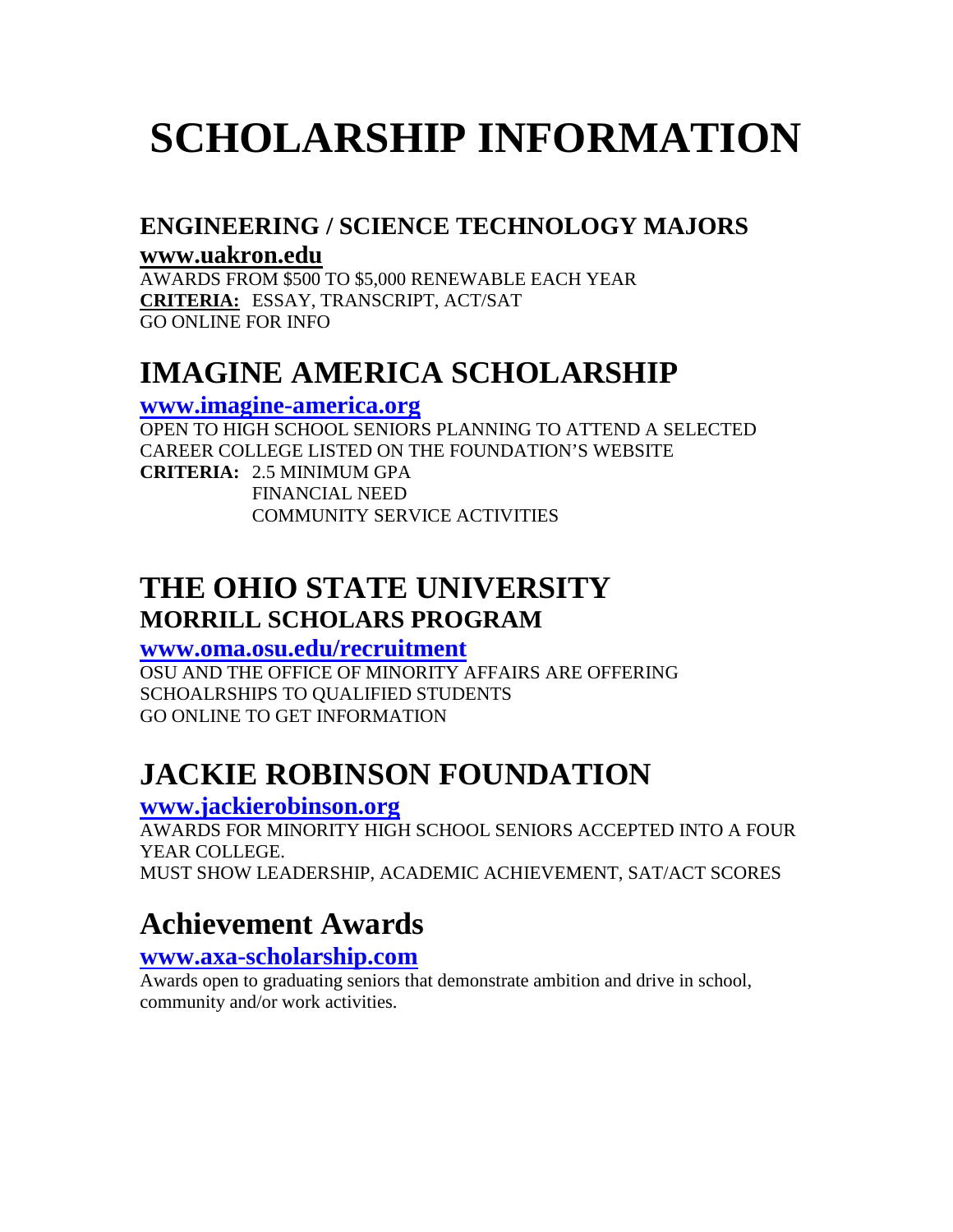# SCHOLARSHIP INFORMATION

### ENGINEERING / SCIENCE TECHNOLOGY MAJORS

**www.uakron.edu**

AWARDS FROM $500 TO $5,000 RENEWABLE EACH YEAR

**CRITERIA:** ESSAY, TRANSCRIPT, ACT/SAT

GO ONLINE FOR INFO

## IMAGINE AMERICA SCHOLARSHIP

**www.imagine-america.org**

OPEN TO HIGH SCHOOL SENIORS PLANNING TO ATTEND A SELECTED CAREER COLLEGE LISTED ON THE FOUNDATION'S WEBSITE

**CRITERIA:** 2.5 MINIMUM GPA
FINANCIAL NEED
COMMUNITY SERVICE ACTIVITIES

## THE OHIO STATE UNIVERSITY
### MORRILL SCHOLARS PROGRAM

**www.oma.osu.edu/recruitment**

OSU AND THE OFFICE OF MINORITY AFFAIRS ARE OFFERING SCHOALRSHIPS TO QUALIFIED STUDENTS

GO ONLINE TO GET INFORMATION

## JACKIE ROBINSON FOUNDATION

**www.jackierobinson.org**

AWARDS FOR MINORITY HIGH SCHOOL SENIORS ACCEPTED INTO A FOUR YEAR COLLEGE.

MUST SHOW LEADERSHIP, ACADEMIC ACHIEVEMENT, SAT/ACT SCORES

## Achievement Awards

**www.axa-scholarship.com**

Awards open to graduating seniors that demonstrate ambition and drive in school, community and/or work activities.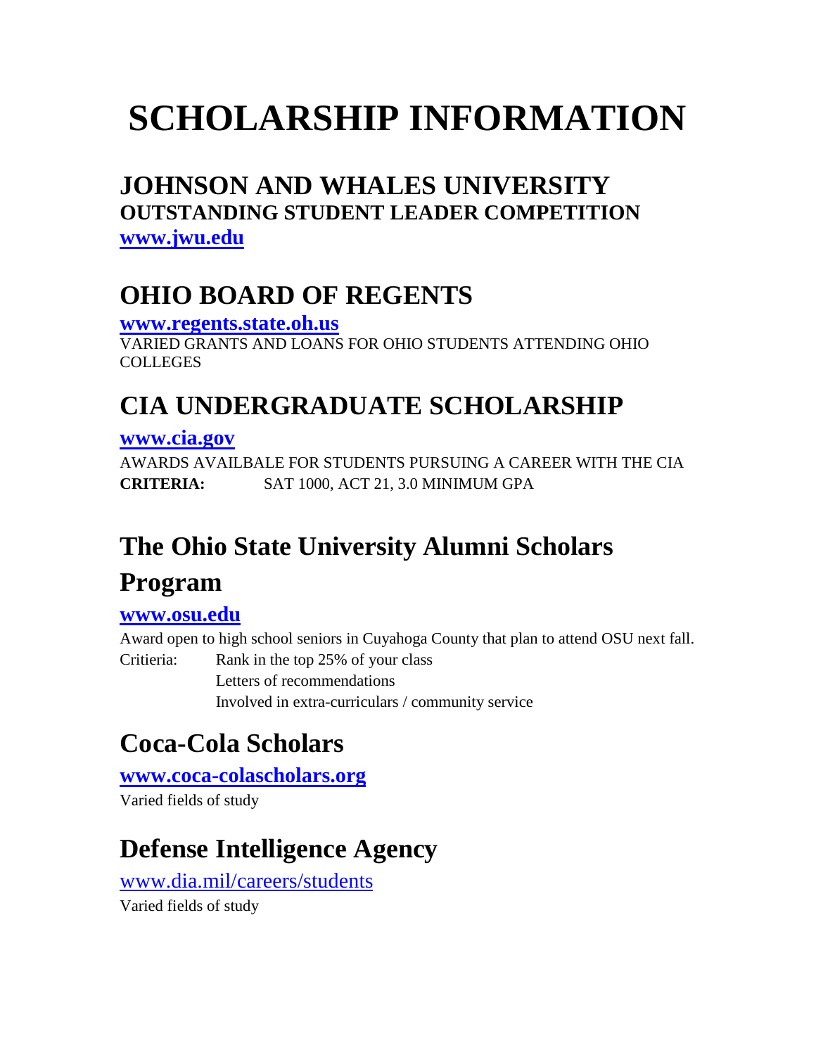# SCHOLARSHIP INFORMATION

## JOHNSON AND WHALES UNIVERSITY

### OUTSTANDING STUDENT LEADER COMPETITION

**[www.jwu.edu](http://www.jwu.edu)**

## OHIO BOARD OF REGENTS

**[www.regents.state.oh.us](http://www.regents.state.oh.us)**

VARIED GRANTS AND LOANS FOR OHIO STUDENTS ATTENDING OHIO COLLEGES

## CIA UNDERGRADUATE SCHOLARSHIP

**[www.cia.gov](http://www.cia.gov)**

AWARDS AVAILBALE FOR STUDENTS PURSUING A CAREER WITH THE CIA

**CRITERIA:** SAT 1000, ACT 21, 3.0 MINIMUM GPA

## The Ohio State University Alumni Scholars Program

**[www.osu.edu](http://www.osu.edu)**

Award open to high school seniors in Cuyahoga County that plan to attend OSU next fall.

Critieria:
- Rank in the top 25% of your class
- Letters of recommendations
- Involved in extra-curriculars / community service

## Coca-Cola Scholars

**[www.coca-colascholars.org](http://www.coca-colascholars.org)**

Varied fields of study

## Defense Intelligence Agency

[www.dia.mil/careers/students](http://www.dia.mil/careers/students)

Varied fields of study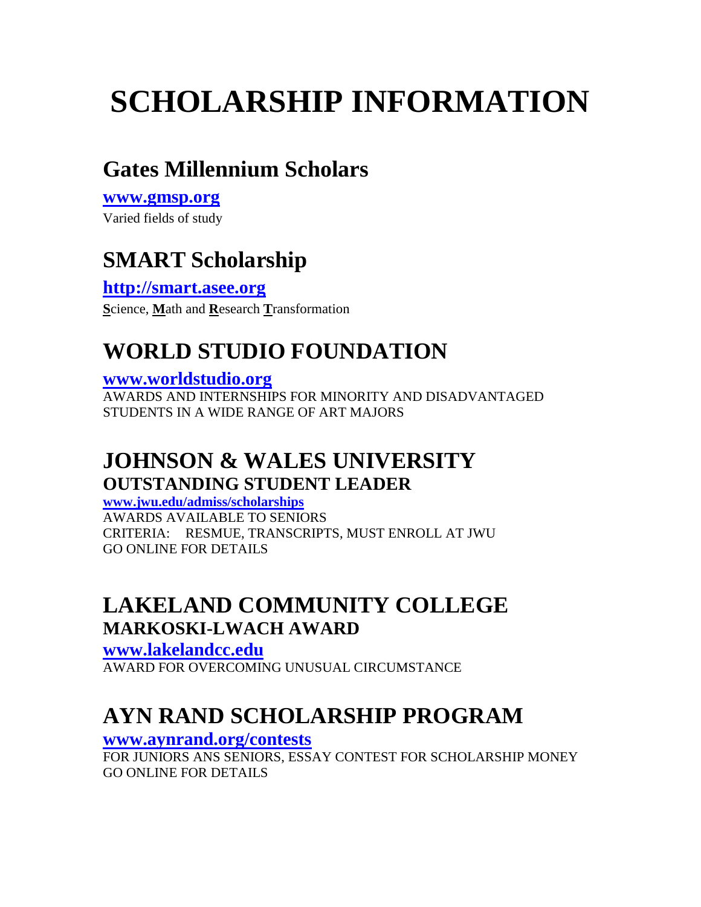# SCHOLARSHIP INFORMATION

## Gates Millennium Scholars

**www.gmsp.org**

Varied fields of study

## SMART Scholarship

**http://smart.asee.org**

**S**cience, **M**ath and **R**esearch **T**ransformation

## WORLD STUDIO FOUNDATION

**www.worldstudio.org**

AWARDS AND INTERNSHIPS FOR MINORITY AND DISADVANTAGED STUDENTS IN A WIDE RANGE OF ART MAJORS

## JOHNSON & WALES UNIVERSITY
### OUTSTANDING STUDENT LEADER

**www.jwu.edu/admiss/scholarships**

AWARDS AVAILABLE TO SENIORS
CRITERIA: RESMUE, TRANSCRIPTS, MUST ENROLL AT JWU
GO ONLINE FOR DETAILS

## LAKELAND COMMUNITY COLLEGE
### MARKOSKI-LWACH AWARD

**www.lakelandcc.edu**

AWARD FOR OVERCOMING UNUSUAL CIRCUMSTANCE

## AYN RAND SCHOLARSHIP PROGRAM

**www.aynrand.org/contests**

FOR JUNIORS ANS SENIORS, ESSAY CONTEST FOR SCHOLARSHIP MONEY
GO ONLINE FOR DETAILS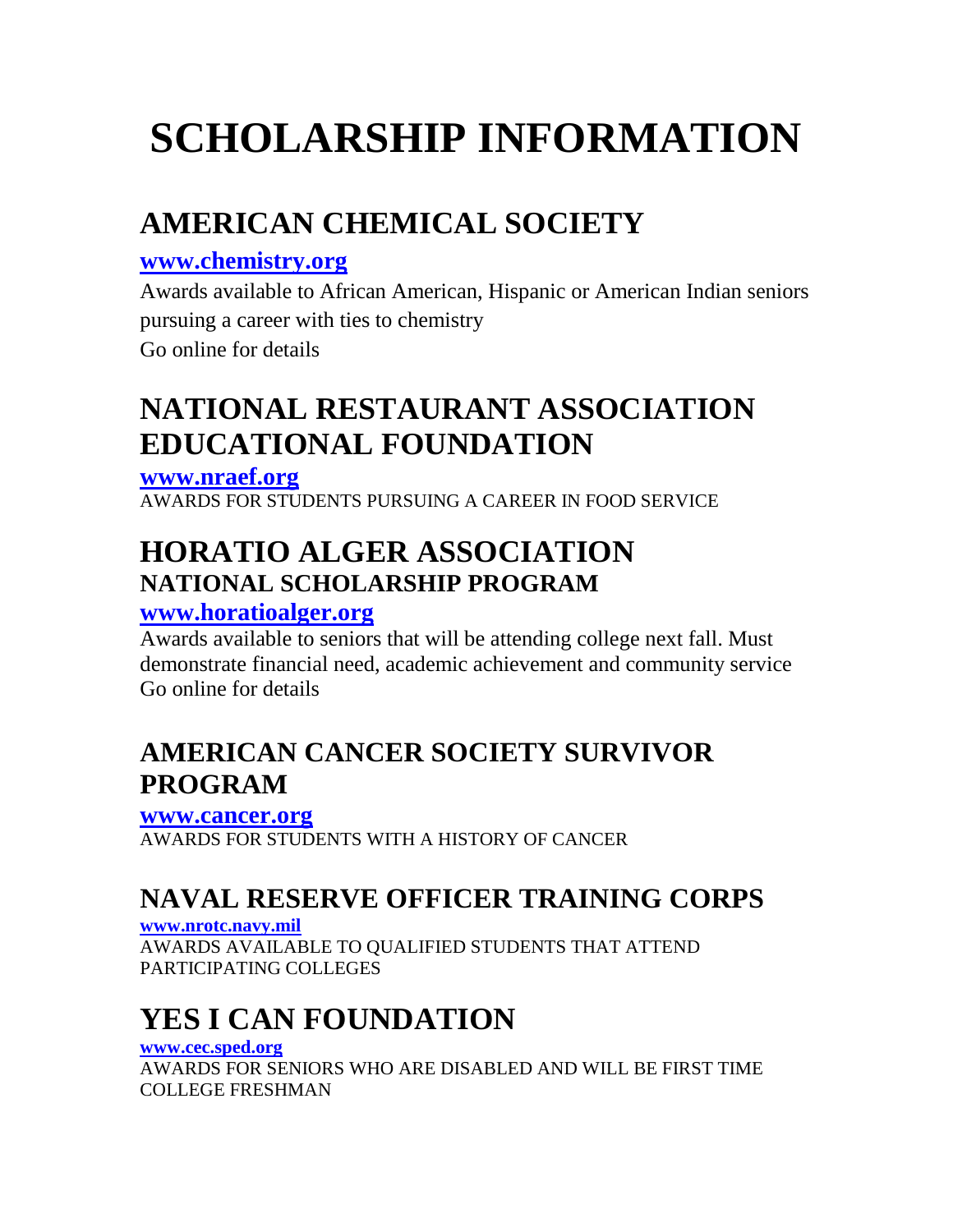# SCHOLARSHIP INFORMATION

## AMERICAN CHEMICAL SOCIETY

**www.chemistry.org**

Awards available to African American, Hispanic or American Indian seniors pursuing a career with ties to chemistry
Go online for details

## NATIONAL RESTAURANT ASSOCIATION EDUCATIONAL FOUNDATION

**www.nraef.org**

AWARDS FOR STUDENTS PURSUING A CAREER IN FOOD SERVICE

## HORATIO ALGER ASSOCIATION
### NATIONAL SCHOLARSHIP PROGRAM

**www.horatioalger.org**

Awards available to seniors that will be attending college next fall. Must demonstrate financial need, academic achievement and community service
Go online for details

## AMERICAN CANCER SOCIETY SURVIVOR PROGRAM

**www.cancer.org**

AWARDS FOR STUDENTS WITH A HISTORY OF CANCER

## NAVAL RESERVE OFFICER TRAINING CORPS

**www.nrotc.navy.mil**

AWARDS AVAILABLE TO QUALIFIED STUDENTS THAT ATTEND PARTICIPATING COLLEGES

## YES I CAN FOUNDATION

**www.cec.sped.org**

AWARDS FOR SENIORS WHO ARE DISABLED AND WILL BE FIRST TIME COLLEGE FRESHMAN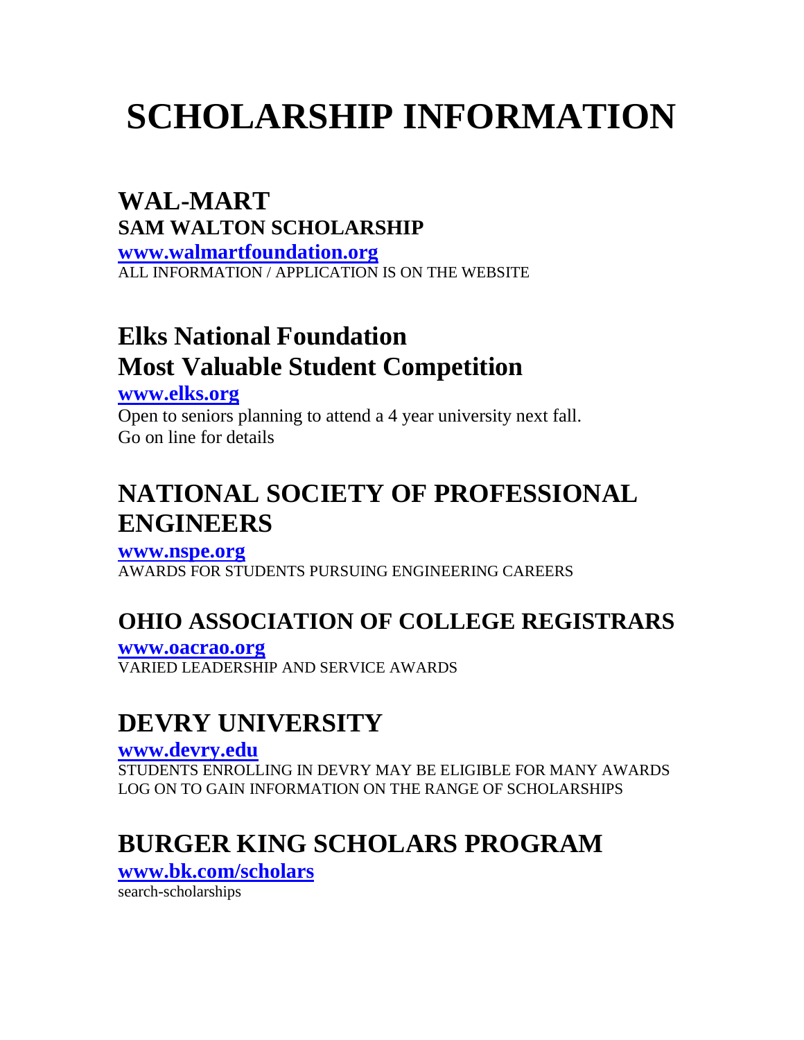# SCHOLARSHIP INFORMATION

## WAL-MART
### SAM WALTON SCHOLARSHIP

**www.walmartfoundation.org**

ALL INFORMATION / APPLICATION IS ON THE WEBSITE

## Elks National Foundation
## Most Valuable Student Competition

**www.elks.org**

Open to seniors planning to attend a 4 year university next fall.
Go on line for details

## NATIONAL SOCIETY OF PROFESSIONAL ENGINEERS

**www.nspe.org**

AWARDS FOR STUDENTS PURSUING ENGINEERING CAREERS

## OHIO ASSOCIATION OF COLLEGE REGISTRARS

**www.oacrao.org**

VARIED LEADERSHIP AND SERVICE AWARDS

## DEVRY UNIVERSITY

**www.devry.edu**

STUDENTS ENROLLING IN DEVRY MAY BE ELIGIBLE FOR MANY AWARDS
LOG ON TO GAIN INFORMATION ON THE RANGE OF SCHOLARSHIPS

## BURGER KING SCHOLARS PROGRAM

**www.bk.com/scholars**

search-scholarships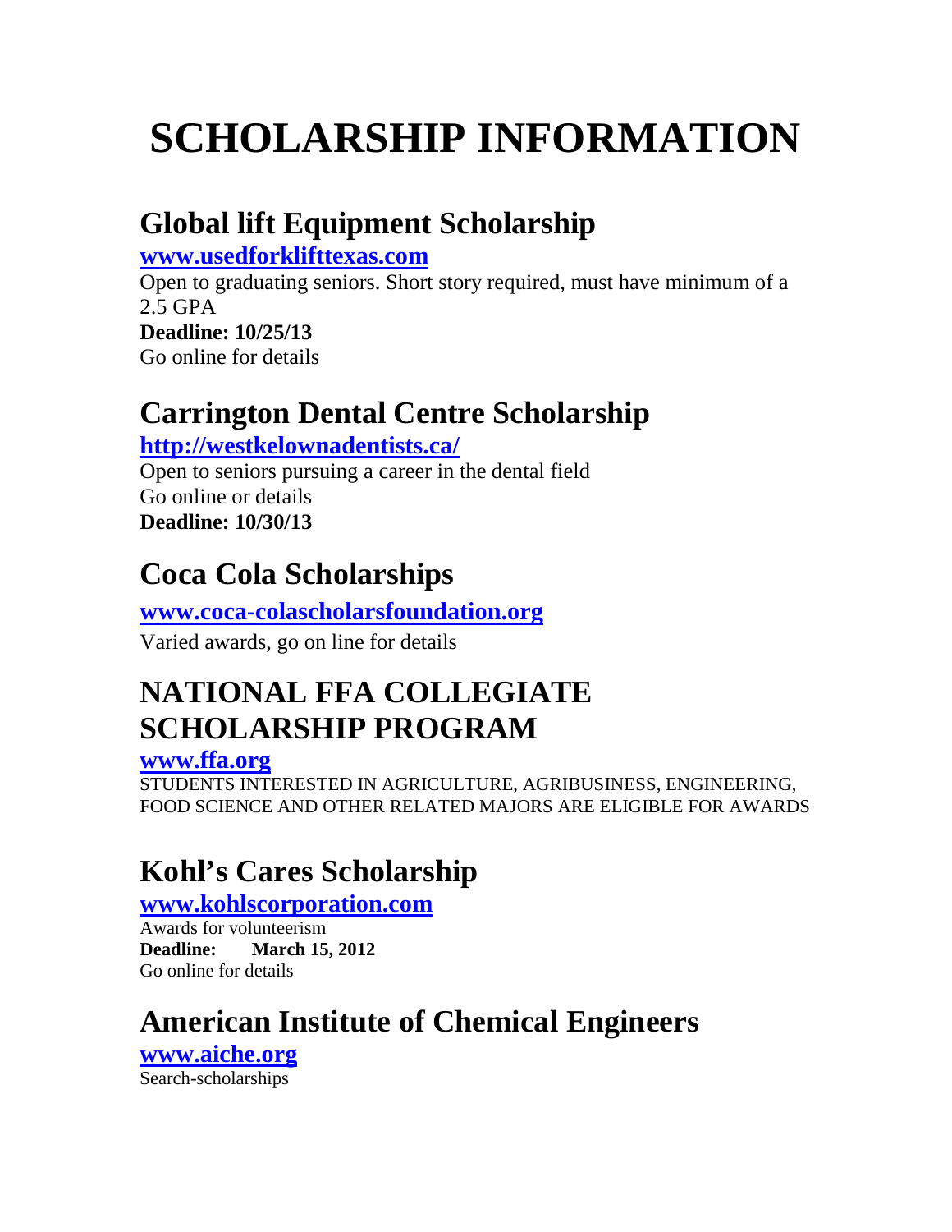# SCHOLARSHIP INFORMATION

## Global lift Equipment Scholarship

**www.usedforklifttexas.com**

Open to graduating seniors. Short story required, must have minimum of a 2.5 GPA

**Deadline: 10/25/13**

Go online for details

## Carrington Dental Centre Scholarship

**http://westkelownadentists.ca/**

Open to seniors pursuing a career in the dental field

Go online or details

**Deadline: 10/30/13**

## Coca Cola Scholarships

**www.coca-colascholarsfoundation.org**

Varied awards, go on line for details

## NATIONAL FFA COLLEGIATE SCHOLARSHIP PROGRAM

**www.ffa.org**

STUDENTS INTERESTED IN AGRICULTURE, AGRIBUSINESS, ENGINEERING, FOOD SCIENCE AND OTHER RELATED MAJORS ARE ELIGIBLE FOR AWARDS

## Kohl's Cares Scholarship

**www.kohlscorporation.com**

Awards for volunteerism

**Deadline: March 15, 2012**

Go online for details

## American Institute of Chemical Engineers

**www.aiche.org**

Search-scholarships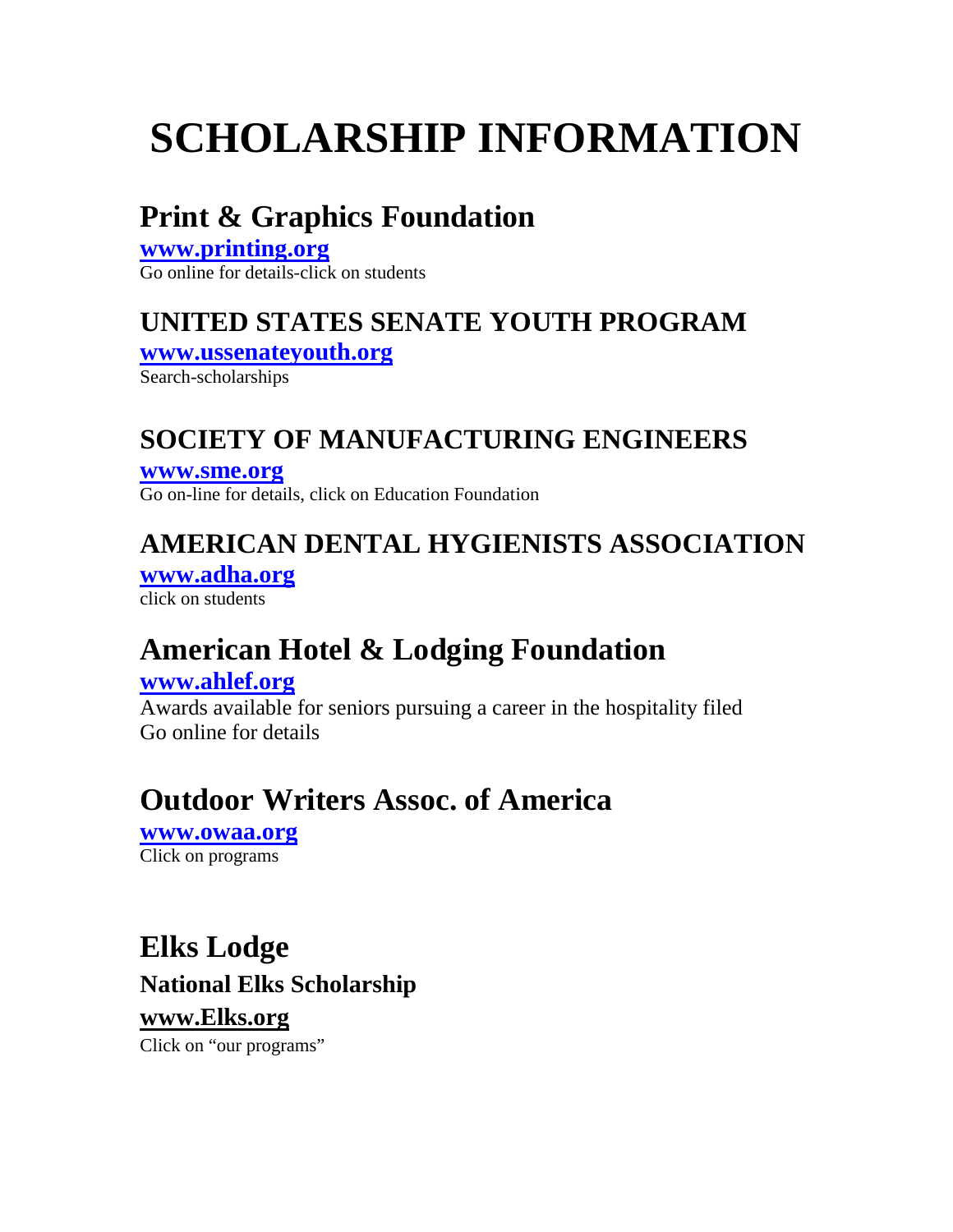# SCHOLARSHIP INFORMATION

## Print & Graphics Foundation

**www.printing.org**

Go online for details-click on students

## UNITED STATES SENATE YOUTH PROGRAM

**www.ussenateyouth.org**

Search-scholarships

## SOCIETY OF MANUFACTURING ENGINEERS

**www.sme.org**

Go on-line for details, click on Education Foundation

## AMERICAN DENTAL HYGIENISTS ASSOCIATION

**www.adha.org**

click on students

## American Hotel & Lodging Foundation

**www.ahlef.org**

Awards available for seniors pursuing a career in the hospitality filed
Go online for details

## Outdoor Writers Assoc. of America

**www.owaa.org**

Click on programs

## Elks Lodge

### National Elks Scholarship

**www.Elks.org**

Click on "our programs"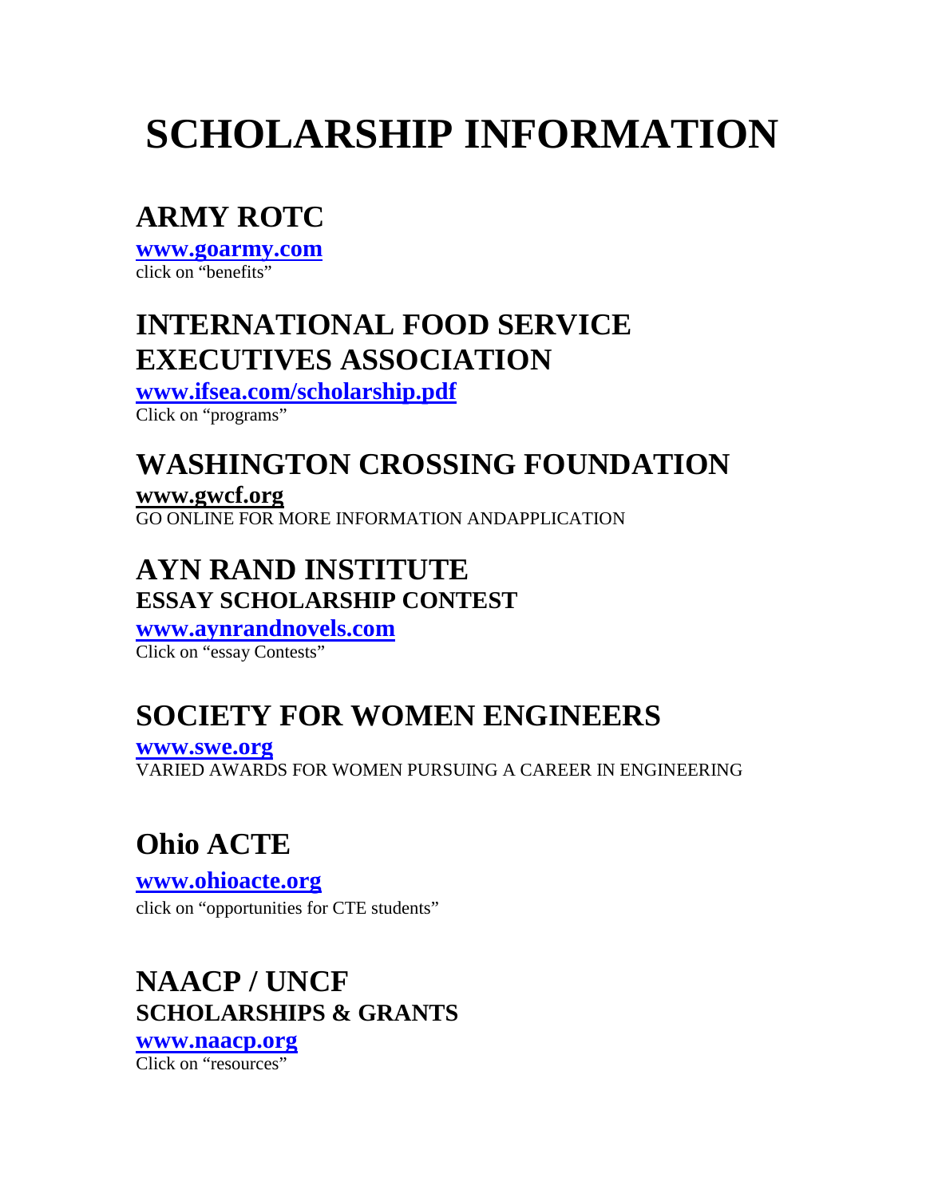# SCHOLARSHIP INFORMATION

## ARMY ROTC

**www.goarmy.com**
click on "benefits"

## INTERNATIONAL FOOD SERVICE EXECUTIVES ASSOCIATION

**www.ifsea.com/scholarship.pdf**
Click on "programs"

## WASHINGTON CROSSING FOUNDATION

**www.gwcf.org**
GO ONLINE FOR MORE INFORMATION ANDAPPLICATION

## AYN RAND INSTITUTE
### ESSAY SCHOLARSHIP CONTEST

**www.aynrandnovels.com**
Click on "essay Contests"

## SOCIETY FOR WOMEN ENGINEERS

**www.swe.org**
VARIED AWARDS FOR WOMEN PURSUING A CAREER IN ENGINEERING

## Ohio ACTE

**www.ohioacte.org**
click on "opportunities for CTE students"

## NAACP / UNCF
### SCHOLARSHIPS & GRANTS

**www.naacp.org**
Click on "resources"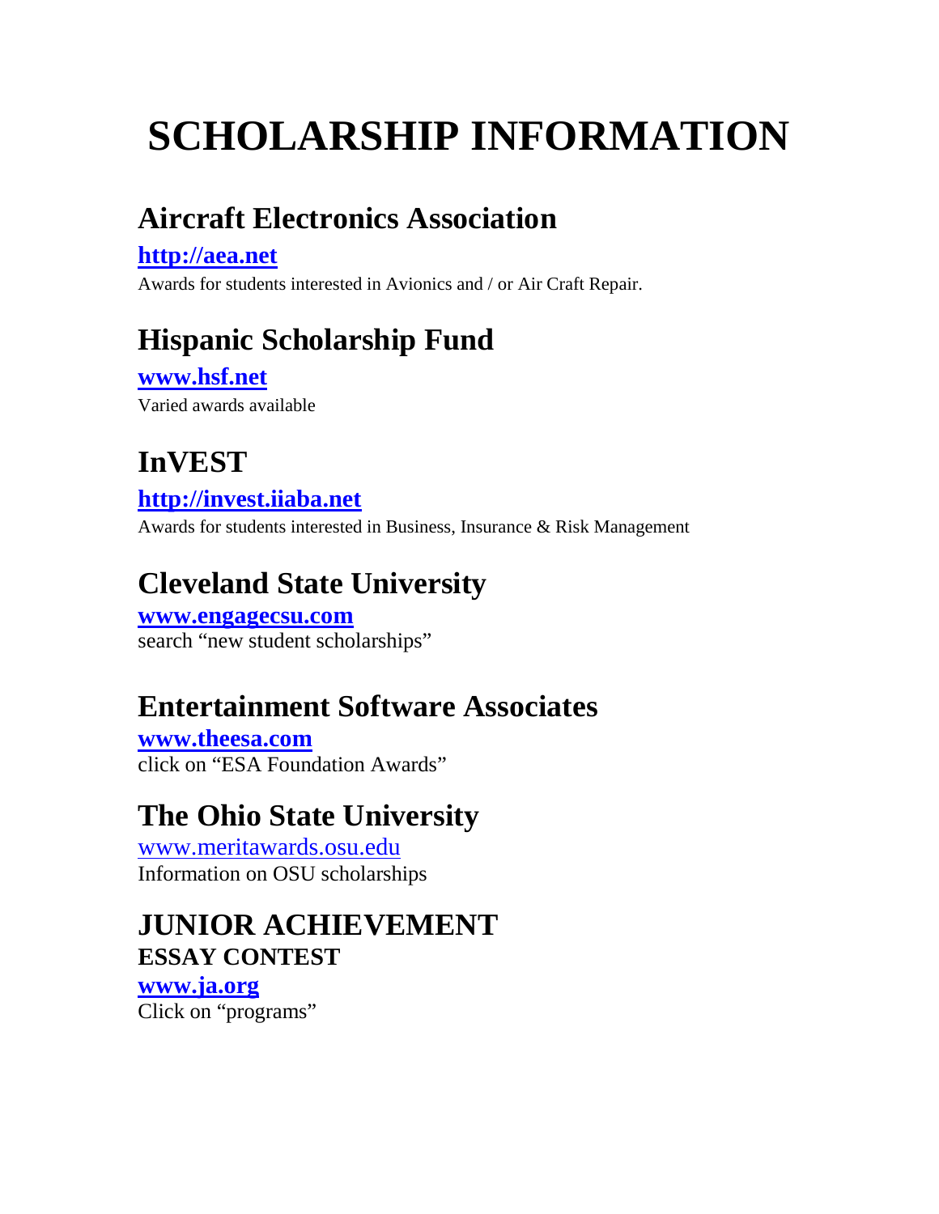# SCHOLARSHIP INFORMATION

## Aircraft Electronics Association

**http://aea.net**

Awards for students interested in Avionics and / or Air Craft Repair.

## Hispanic Scholarship Fund

**www.hsf.net**

Varied awards available

## InVEST

**http://invest.iiaba.net**

Awards for students interested in Business, Insurance & Risk Management

## Cleveland State University

**www.engagecsu.com**

search "new student scholarships"

## Entertainment Software Associates

**www.theesa.com**

click on "ESA Foundation Awards"

## The Ohio State University

www.meritawards.osu.edu

Information on OSU scholarships

## JUNIOR ACHIEVEMENT

### ESSAY CONTEST

**www.ja.org**

Click on "programs"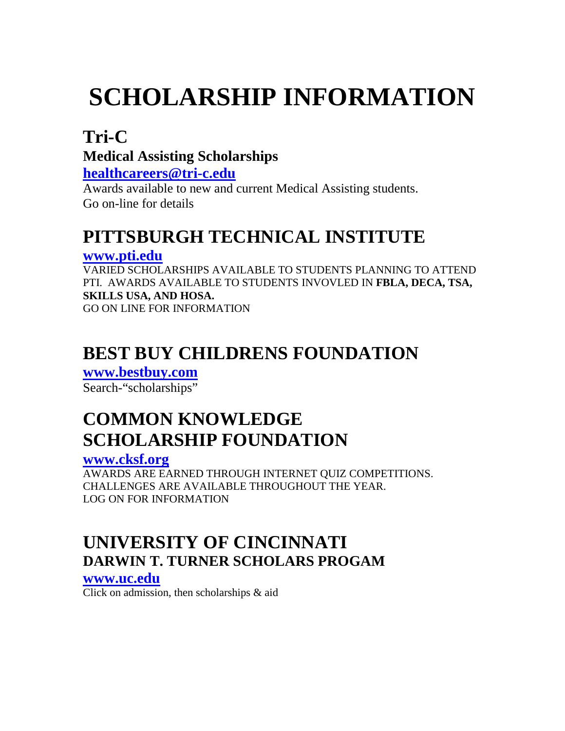# SCHOLARSHIP INFORMATION

## Tri-C

### Medical Assisting Scholarships

**healthcareers@tri-c.edu**

Awards available to new and current Medical Assisting students.
Go on-line for details

## PITTSBURGH TECHNICAL INSTITUTE

**www.pti.edu**

VARIED SCHOLARSHIPS AVAILABLE TO STUDENTS PLANNING TO ATTEND PTI. AWARDS AVAILABLE TO STUDENTS INVOVLED IN **FBLA, DECA, TSA, SKILLS USA, AND HOSA.**
GO ON LINE FOR INFORMATION

## BEST BUY CHILDRENS FOUNDATION

**www.bestbuy.com**

Search-"scholarships"

## COMMON KNOWLEDGE SCHOLARSHIP FOUNDATION

**www.cksf.org**

AWARDS ARE EARNED THROUGH INTERNET QUIZ COMPETITIONS.
CHALLENGES ARE AVAILABLE THROUGHOUT THE YEAR.
LOG ON FOR INFORMATION

## UNIVERSITY OF CINCINNATI

### DARWIN T. TURNER SCHOLARS PROGAM

**www.uc.edu**

Click on admission, then scholarships & aid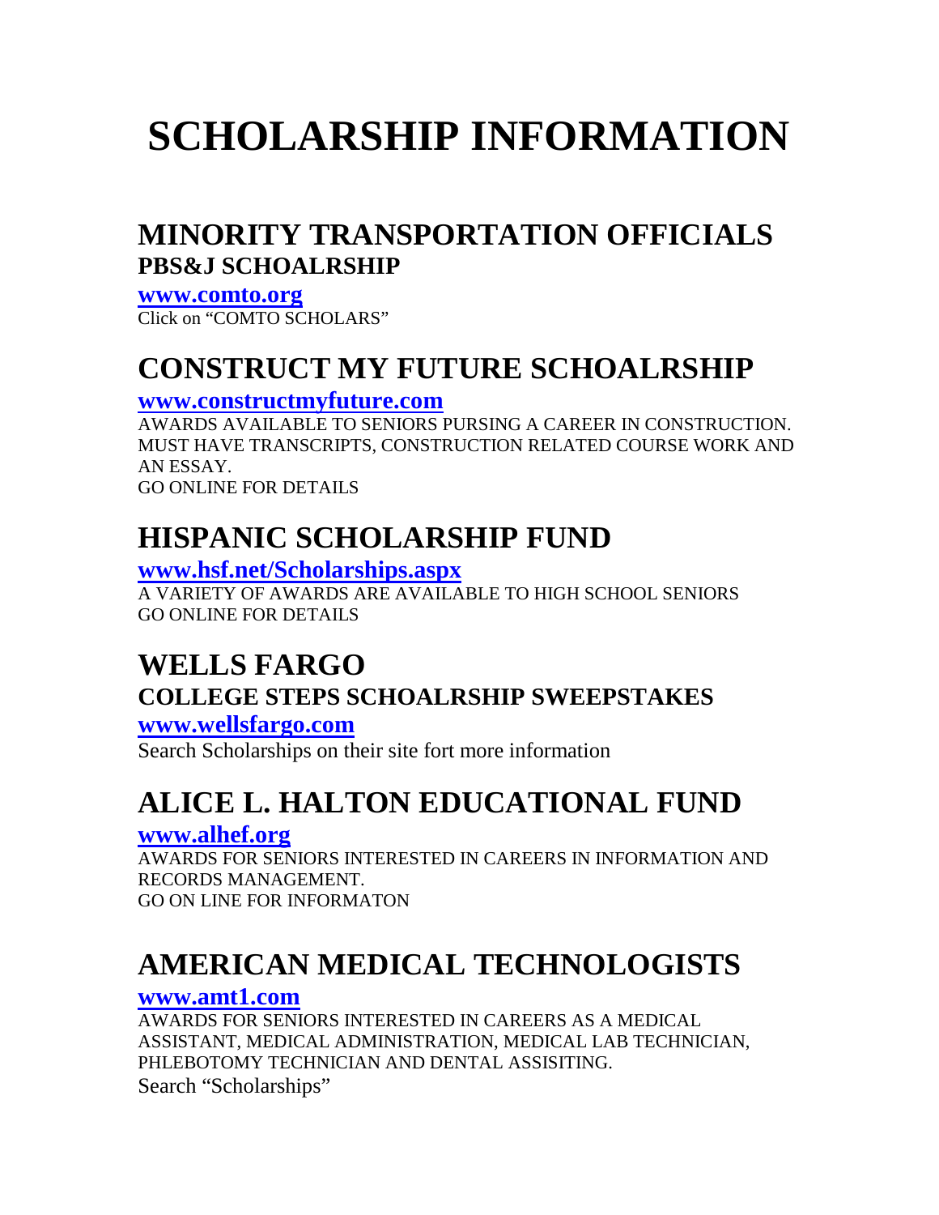# SCHOLARSHIP INFORMATION

## MINORITY TRANSPORTATION OFFICIALS

### PBS&J SCHOALRSHIP

**www.comto.org**

Click on "COMTO SCHOLARS"

## CONSTRUCT MY FUTURE SCHOALRSHIP

**www.constructmyfuture.com**

AWARDS AVAILABLE TO SENIORS PURSING A CAREER IN CONSTRUCTION. MUST HAVE TRANSCRIPTS, CONSTRUCTION RELATED COURSE WORK AND AN ESSAY.

GO ONLINE FOR DETAILS

## HISPANIC SCHOLARSHIP FUND

**www.hsf.net/Scholarships.aspx**

A VARIETY OF AWARDS ARE AVAILABLE TO HIGH SCHOOL SENIORS

GO ONLINE FOR DETAILS

## WELLS FARGO

### COLLEGE STEPS SCHOALRSHIP SWEEPSTAKES

**www.wellsfargo.com**

Search Scholarships on their site fort more information

## ALICE L. HALTON EDUCATIONAL FUND

**www.alhef.org**

AWARDS FOR SENIORS INTERESTED IN CAREERS IN INFORMATION AND RECORDS MANAGEMENT.

GO ON LINE FOR INFORMATON

## AMERICAN MEDICAL TECHNOLOGISTS

**www.amt1.com**

AWARDS FOR SENIORS INTERESTED IN CAREERS AS A MEDICAL ASSISTANT, MEDICAL ADMINISTRATION, MEDICAL LAB TECHNICIAN, PHLEBOTOMY TECHNICIAN AND DENTAL ASSISITING.

Search "Scholarships"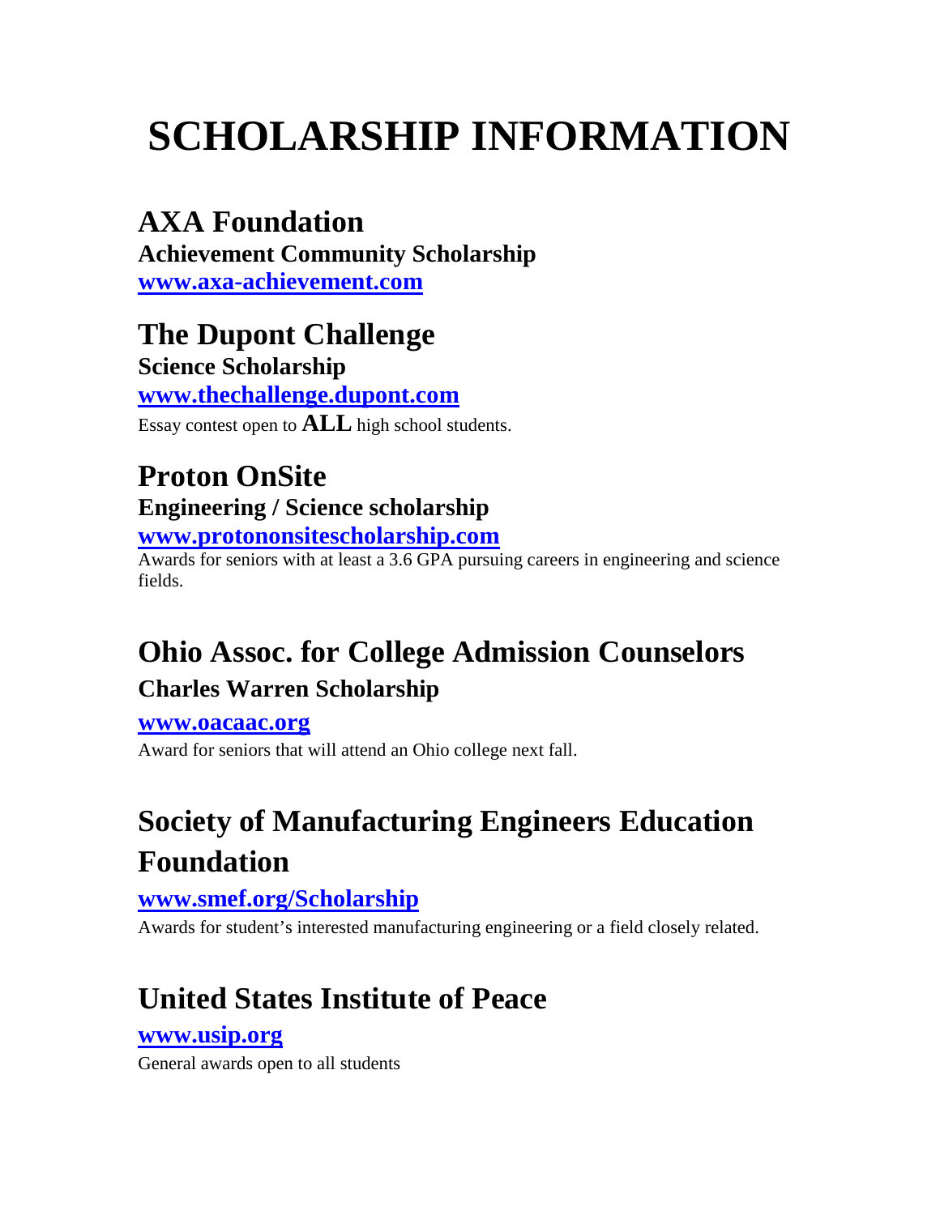# SCHOLARSHIP INFORMATION

## AXA Foundation

**Achievement Community Scholarship**

**www.axa-achievement.com**

## The Dupont Challenge

**Science Scholarship**

**www.thechallenge.dupont.com**

Essay contest open to **ALL** high school students.

## Proton OnSite

**Engineering / Science scholarship**

**www.protononsitescholarship.com**

Awards for seniors with at least a 3.6 GPA pursuing careers in engineering and science fields.

## Ohio Assoc. for College Admission Counselors

**Charles Warren Scholarship**

**www.oacaac.org**

Award for seniors that will attend an Ohio college next fall.

## Society of Manufacturing Engineers Education Foundation

**www.smef.org/Scholarship**

Awards for student's interested manufacturing engineering or a field closely related.

## United States Institute of Peace

**www.usip.org**

General awards open to all students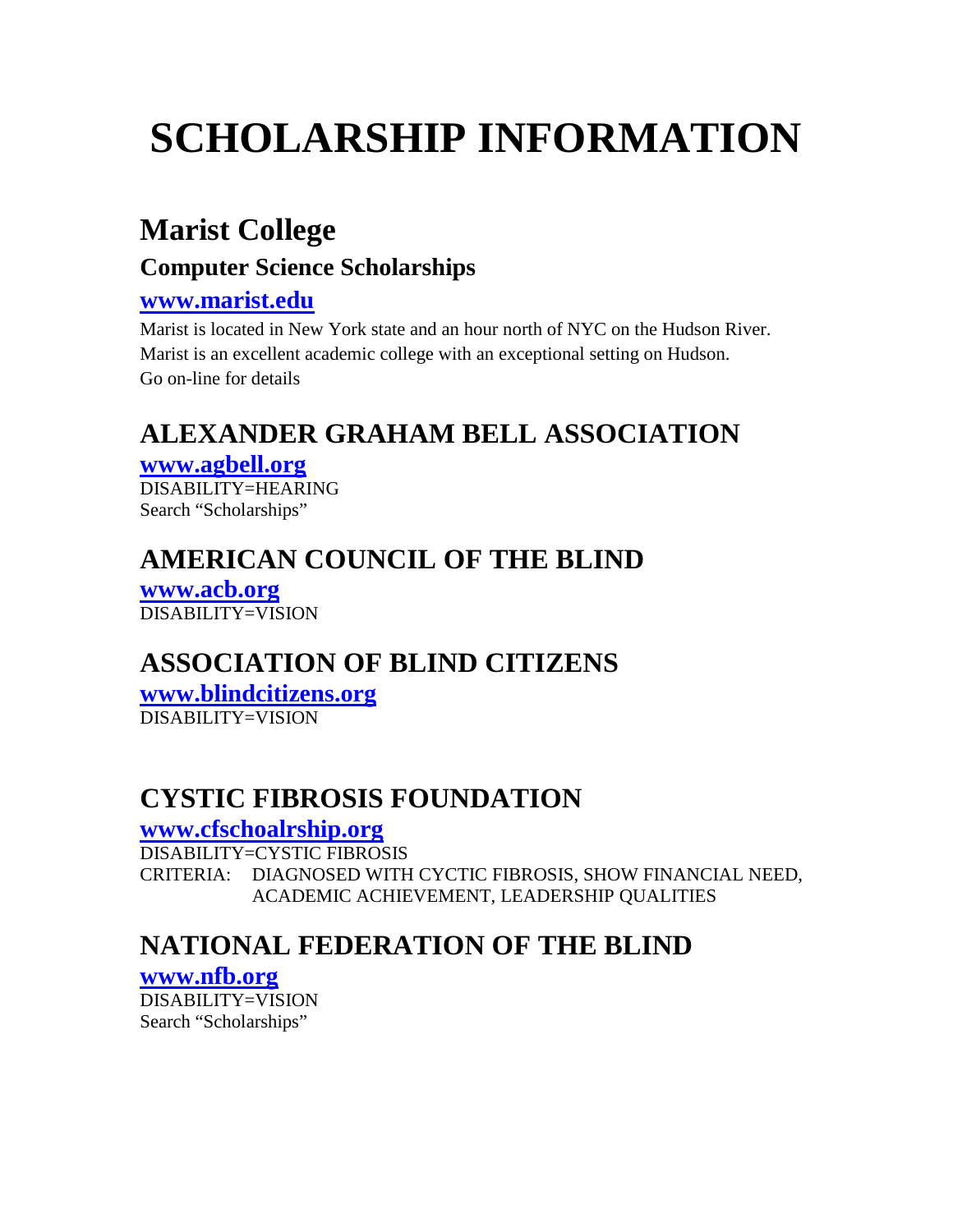# SCHOLARSHIP INFORMATION

## Marist College

### Computer Science Scholarships

### www.marist.edu

Marist is located in New York state and an hour north of NYC on the Hudson River.
Marist is an excellent academic college with an exceptional setting on Hudson.
Go on-line for details

## ALEXANDER GRAHAM BELL ASSOCIATION

**www.agbell.org**
DISABILITY=HEARING
Search “Scholarships”

## AMERICAN COUNCIL OF THE BLIND

**www.acb.org**
DISABILITY=VISION

## ASSOCIATION OF BLIND CITIZENS

**www.blindcitizens.org**
DISABILITY=VISION

## CYSTIC FIBROSIS FOUNDATION

**www.cfschoalrship.org**
DISABILITY=CYSTIC FIBROSIS
CRITERIA: DIAGNOSED WITH CYCTIC FIBROSIS, SHOW FINANCIAL NEED, ACADEMIC ACHIEVEMENT, LEADERSHIP QUALITIES

## NATIONAL FEDERATION OF THE BLIND

**www.nfb.org**
DISABILITY=VISION
Search “Scholarships”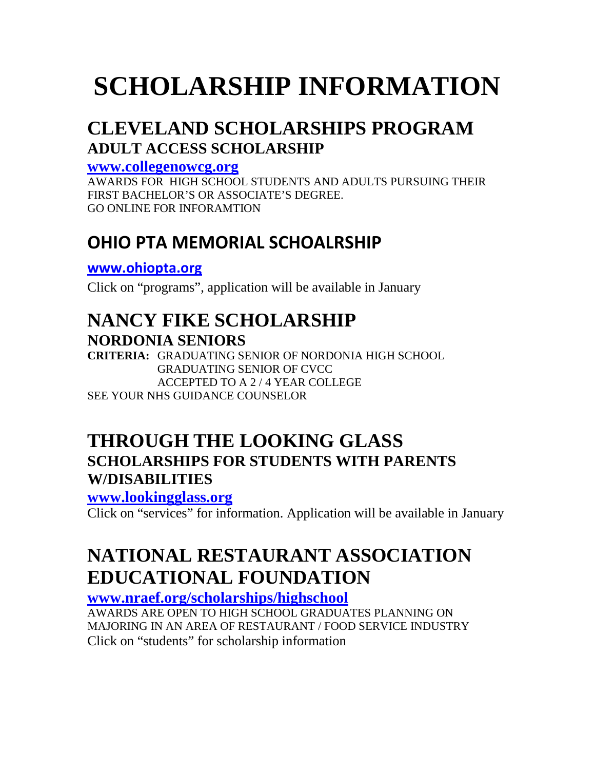# SCHOLARSHIP INFORMATION

## CLEVELAND SCHOLARSHIPS PROGRAM

### ADULT ACCESS SCHOLARSHIP

**www.collegenowcg.org**

AWARDS FOR HIGH SCHOOL STUDENTS AND ADULTS PURSUING THEIR FIRST BACHELOR'S OR ASSOCIATE'S DEGREE.
GO ONLINE FOR INFORAMTION

## OHIO PTA MEMORIAL SCHOALRSHIP

**www.ohiopta.org**

Click on "programs", application will be available in January

## NANCY FIKE SCHOLARSHIP

### NORDONIA SENIORS

**CRITERIA:** GRADUATING SENIOR OF NORDONIA HIGH SCHOOL
GRADUATING SENIOR OF CVCC
ACCEPTED TO A 2 / 4 YEAR COLLEGE

SEE YOUR NHS GUIDANCE COUNSELOR

## THROUGH THE LOOKING GLASS

### SCHOLARSHIPS FOR STUDENTS WITH PARENTS W/DISABILITIES

**www.lookingglass.org**

Click on "services" for information. Application will be available in January

## NATIONAL RESTAURANT ASSOCIATION EDUCATIONAL FOUNDATION

**www.nraef.org/scholarships/highschool**

AWARDS ARE OPEN TO HIGH SCHOOL GRADUATES PLANNING ON MAJORING IN AN AREA OF RESTAURANT / FOOD SERVICE INDUSTRY
Click on "students" for scholarship information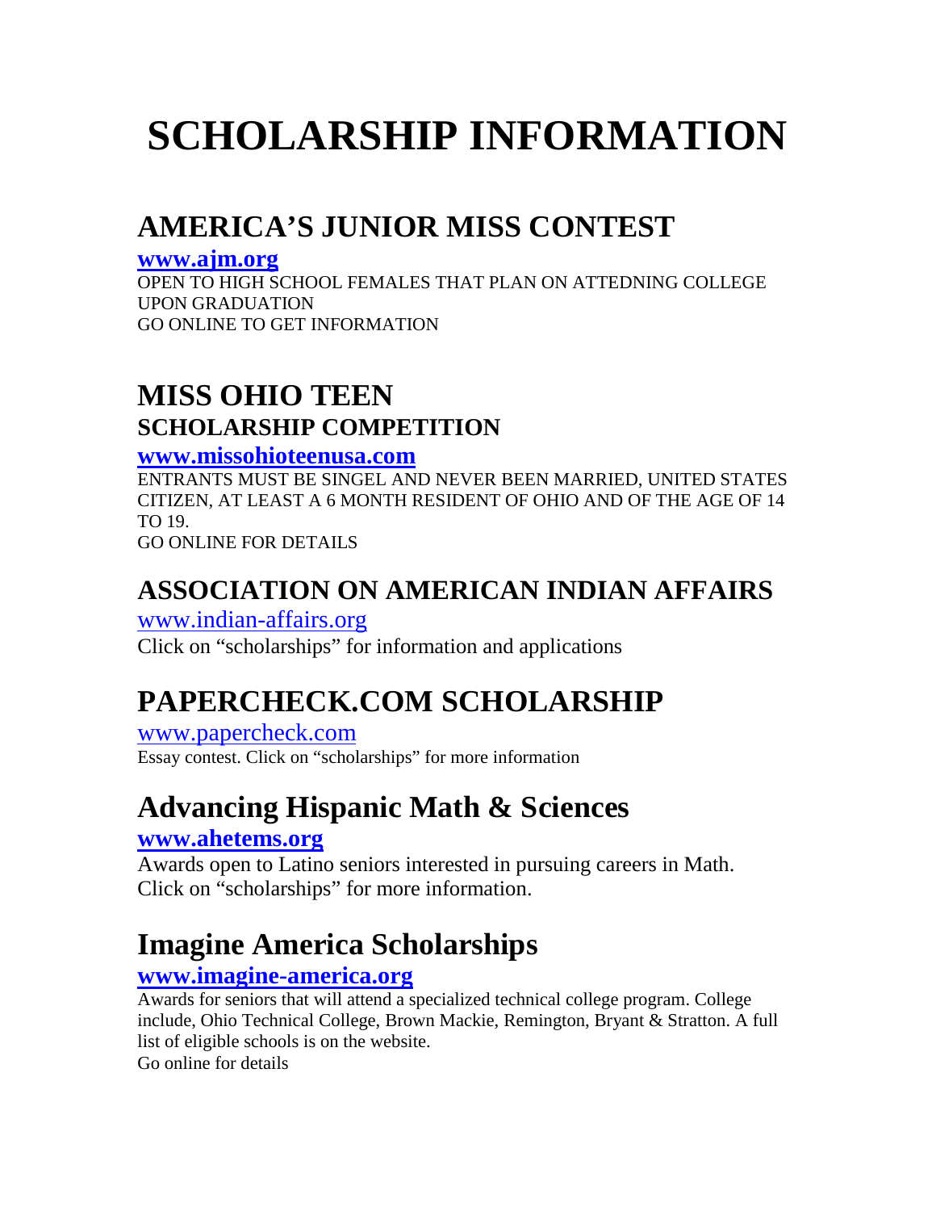# SCHOLARSHIP INFORMATION

## AMERICA'S JUNIOR MISS CONTEST

**www.ajm.org**

OPEN TO HIGH SCHOOL FEMALES THAT PLAN ON ATTEDNING COLLEGE UPON GRADUATION
GO ONLINE TO GET INFORMATION

## MISS OHIO TEEN
### SCHOLARSHIP COMPETITION

**www.missohioteenusa.com**

ENTRANTS MUST BE SINGEL AND NEVER BEEN MARRIED, UNITED STATES CITIZEN, AT LEAST A 6 MONTH RESIDENT OF OHIO AND OF THE AGE OF 14 TO 19.
GO ONLINE FOR DETAILS

## ASSOCIATION ON AMERICAN INDIAN AFFAIRS

www.indian-affairs.org

Click on "scholarships" for information and applications

## PAPERCHECK.COM SCHOLARSHIP

www.papercheck.com

Essay contest. Click on "scholarships" for more information

## Advancing Hispanic Math & Sciences

**www.ahetems.org**

Awards open to Latino seniors interested in pursuing careers in Math.
Click on "scholarships" for more information.

## Imagine America Scholarships

**www.imagine-america.org**

Awards for seniors that will attend a specialized technical college program. College include, Ohio Technical College, Brown Mackie, Remington, Bryant & Stratton. A full list of eligible schools is on the website.
Go online for details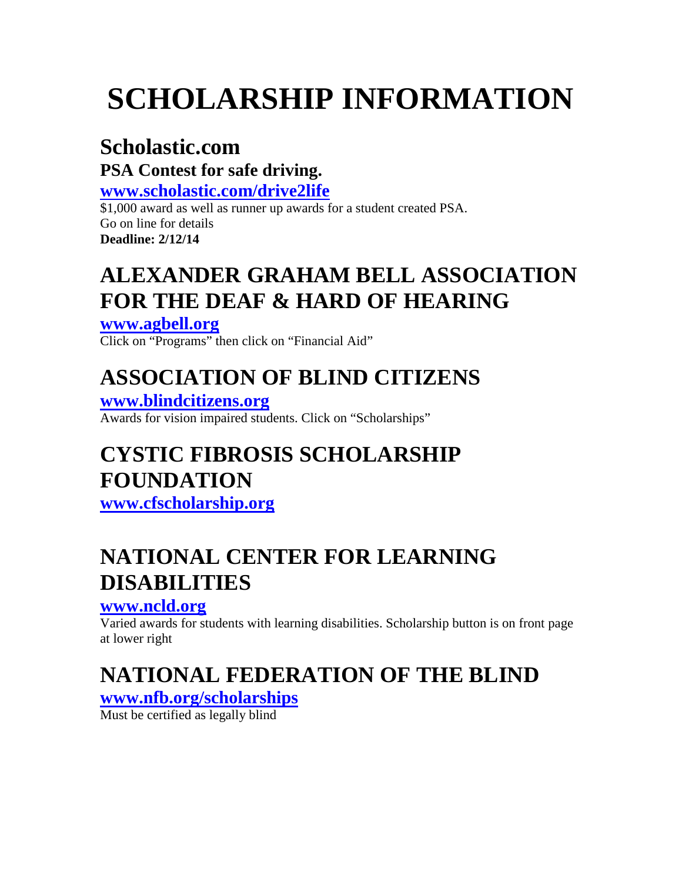# SCHOLARSHIP INFORMATION

## Scholastic.com

### PSA Contest for safe driving.

**www.scholastic.com/drive2life**

$1,000 award as well as runner up awards for a student created PSA.
Go on line for details
**Deadline: 2/12/14**

## ALEXANDER GRAHAM BELL ASSOCIATION FOR THE DEAF & HARD OF HEARING

**www.agbell.org**

Click on "Programs" then click on "Financial Aid"

## ASSOCIATION OF BLIND CITIZENS

**www.blindcitizens.org**

Awards for vision impaired students. Click on "Scholarships"

## CYSTIC FIBROSIS SCHOLARSHIP FOUNDATION

**www.cfscholarship.org**

## NATIONAL CENTER FOR LEARNING DISABILITIES

**www.ncld.org**

Varied awards for students with learning disabilities. Scholarship button is on front page at lower right

## NATIONAL FEDERATION OF THE BLIND

**www.nfb.org/scholarships**

Must be certified as legally blind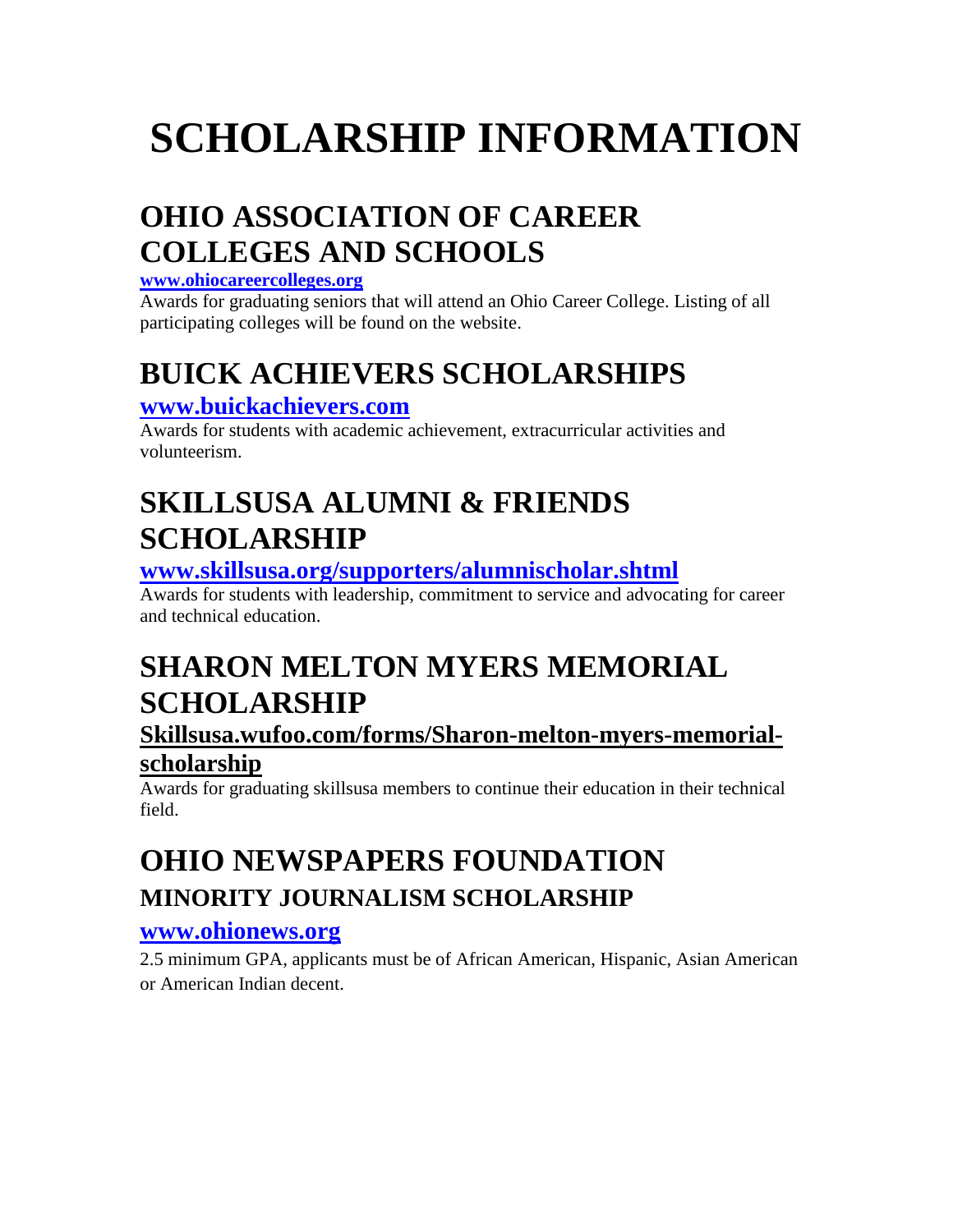# SCHOLARSHIP INFORMATION

## OHIO ASSOCIATION OF CAREER COLLEGES AND SCHOOLS

**www.ohiocareercolleges.org**

Awards for graduating seniors that will attend an Ohio Career College. Listing of all participating colleges will be found on the website.

## BUICK ACHIEVERS SCHOLARSHIPS

**www.buickachievers.com**

Awards for students with academic achievement, extracurricular activities and volunteerism.

## SKILLSUSA ALUMNI & FRIENDS SCHOLARSHIP

**www.skillsusa.org/supporters/alumnischolar.shtml**

Awards for students with leadership, commitment to service and advocating for career and technical education.

## SHARON MELTON MYERS MEMORIAL SCHOLARSHIP

**Skillsusa.wufoo.com/forms/Sharon-melton-myers-memorial-scholarship**

Awards for graduating skillsusa members to continue their education in their technical field.

## OHIO NEWSPAPERS FOUNDATION

### MINORITY JOURNALISM SCHOLARSHIP

**www.ohionews.org**

2.5 minimum GPA, applicants must be of African American, Hispanic, Asian American or American Indian decent.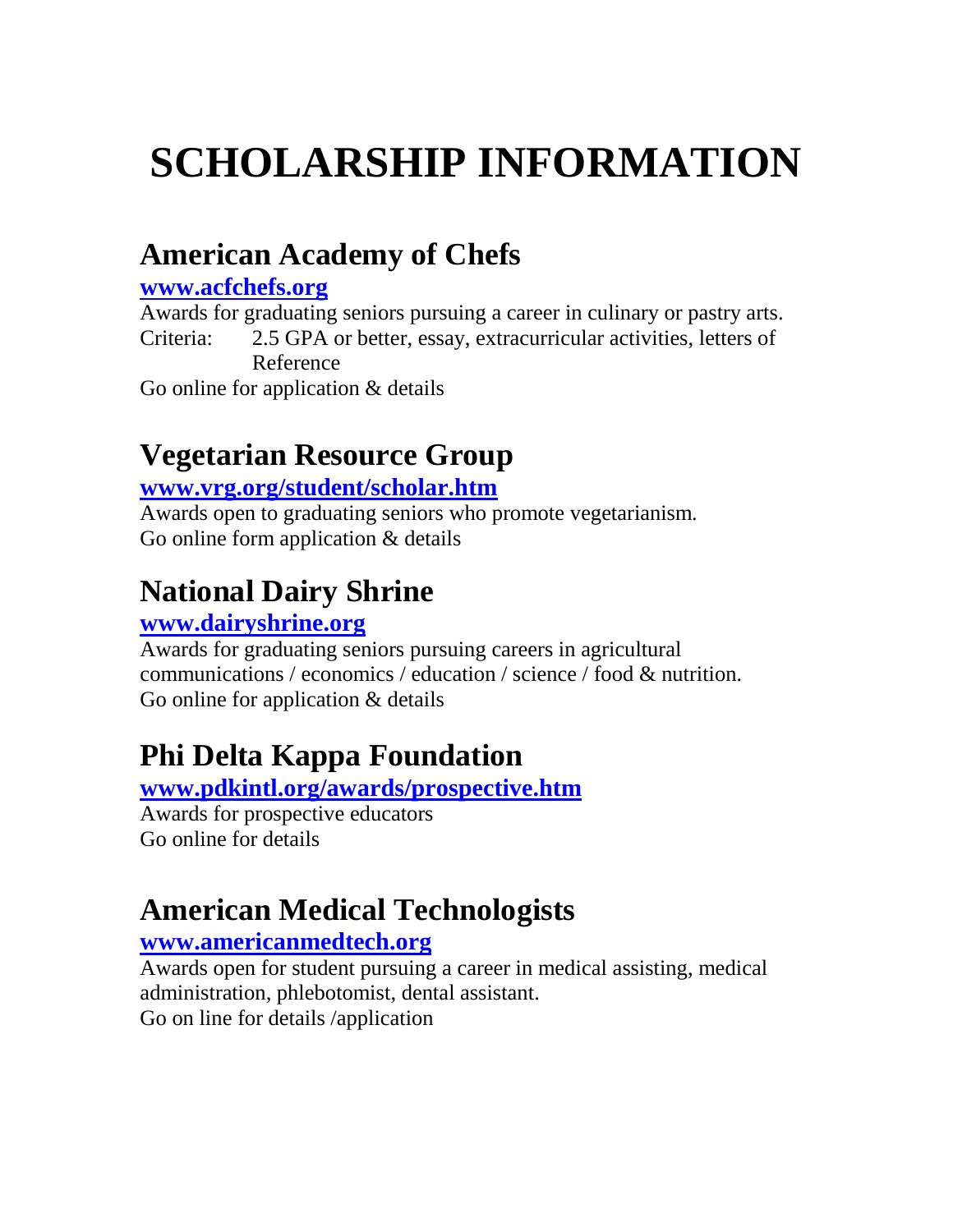# SCHOLARSHIP INFORMATION

## American Academy of Chefs

**www.acfchefs.org**

Awards for graduating seniors pursuing a career in culinary or pastry arts.
Criteria: 2.5 GPA or better, essay, extracurricular activities, letters of Reference
Go online for application & details

## Vegetarian Resource Group

**www.vrg.org/student/scholar.htm**

Awards open to graduating seniors who promote vegetarianism.
Go online form application & details

## National Dairy Shrine

**www.dairyshrine.org**

Awards for graduating seniors pursuing careers in agricultural communications / economics / education / science / food & nutrition.
Go online for application & details

## Phi Delta Kappa Foundation

**www.pdkintl.org/awards/prospective.htm**

Awards for prospective educators
Go online for details

## American Medical Technologists

**www.americanmedtech.org**

Awards open for student pursuing a career in medical assisting, medical administration, phlebotomist, dental assistant.
Go on line for details /application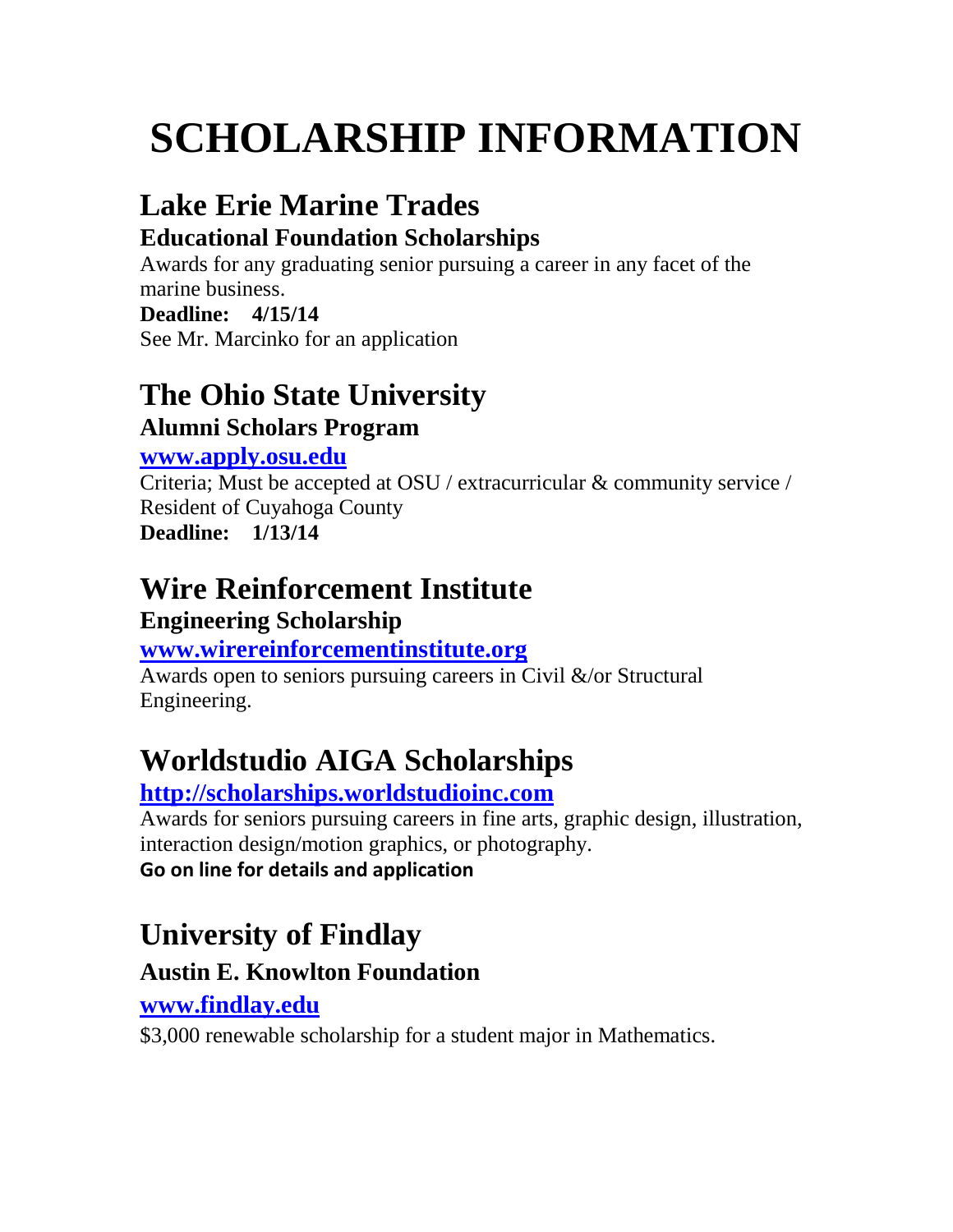# SCHOLARSHIP INFORMATION

## Lake Erie Marine Trades

### Educational Foundation Scholarships

Awards for any graduating senior pursuing a career in any facet of the marine business.

**Deadline: 4/15/14**

See Mr. Marcinko for an application

## The Ohio State University

### Alumni Scholars Program

**[www.apply.osu.edu](http://www.apply.osu.edu)**

Criteria; Must be accepted at OSU / extracurricular & community service / Resident of Cuyahoga County

**Deadline: 1/13/14**

## Wire Reinforcement Institute

### Engineering Scholarship

**[www.wirereinforcementinstitute.org](http://www.wirereinforcementinstitute.org)**

Awards open to seniors pursuing careers in Civil &/or Structural Engineering.

## Worldstudio AIGA Scholarships

**[http://scholarships.worldstudioinc.com](http://scholarships.worldstudioinc.com)**

Awards for seniors pursuing careers in fine arts, graphic design, illustration, interaction design/motion graphics, or photography.

**Go on line for details and application**

## University of Findlay

### Austin E. Knowlton Foundation

**[www.findlay.edu](http://www.findlay.edu)**

$3,000 renewable scholarship for a student major in Mathematics.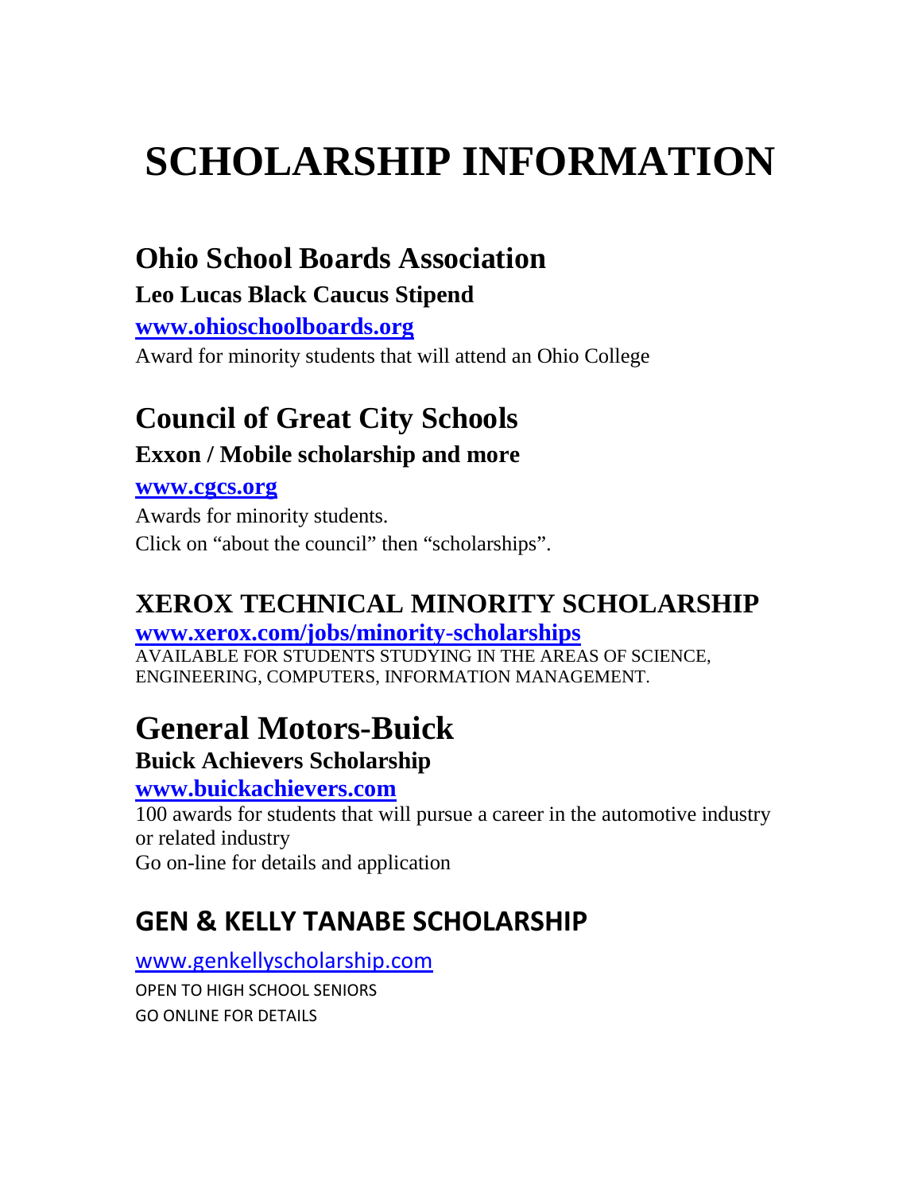# SCHOLARSHIP INFORMATION

## Ohio School Boards Association

### Leo Lucas Black Caucus Stipend

**[www.ohioschoolboards.org](http://www.ohioschoolboards.org)**

Award for minority students that will attend an Ohio College

## Council of Great City Schools

### Exxon / Mobile scholarship and more

**[www.cgcs.org](http://www.cgcs.org)**

Awards for minority students.
Click on "about the council" then "scholarships".

## XEROX TECHNICAL MINORITY SCHOLARSHIP

**[www.xerox.com/jobs/minority-scholarships](http://www.xerox.com/jobs/minority-scholarships)**

AVAILABLE FOR STUDENTS STUDYING IN THE AREAS OF SCIENCE, ENGINEERING, COMPUTERS, INFORMATION MANAGEMENT.

## General Motors-Buick

### Buick Achievers Scholarship

**[www.buickachievers.com](http://www.buickachievers.com)**

100 awards for students that will pursue a career in the automotive industry or related industry
Go on-line for details and application

## GEN & KELLY TANABE SCHOLARSHIP

[www.genkellyscholarship.com](http://www.genkellyscholarship.com)

OPEN TO HIGH SCHOOL SENIORS
GO ONLINE FOR DETAILS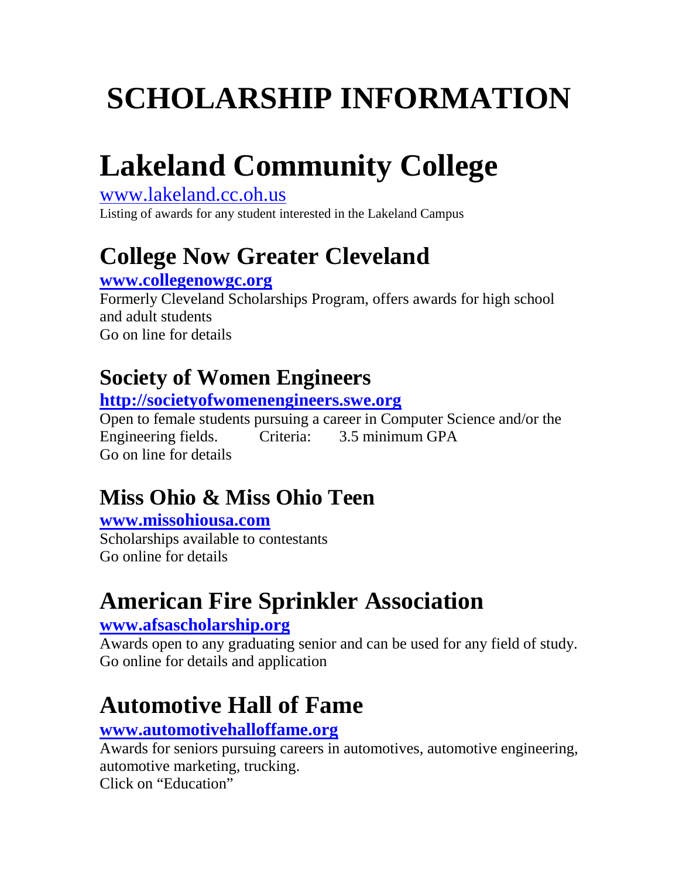# SCHOLARSHIP INFORMATION

# Lakeland Community College

www.lakeland.cc.oh.us

Listing of awards for any student interested in the Lakeland Campus

## College Now Greater Cleveland

**www.collegenowgc.org**

Formerly Cleveland Scholarships Program, offers awards for high school and adult students

Go on line for details

## Society of Women Engineers

**http://societyofwomenengineers.swe.org**

Open to female students pursuing a career in Computer Science and/or the Engineering fields. Criteria: 3.5 minimum GPA

Go on line for details

## Miss Ohio & Miss Ohio Teen

**www.missohiousa.com**

Scholarships available to contestants

Go online for details

## American Fire Sprinkler Association

**www.afsascholarship.org**

Awards open to any graduating senior and can be used for any field of study.

Go online for details and application

## Automotive Hall of Fame

**www.automotivehalloffame.org**

Awards for seniors pursuing careers in automotives, automotive engineering, automotive marketing, trucking.

Click on "Education"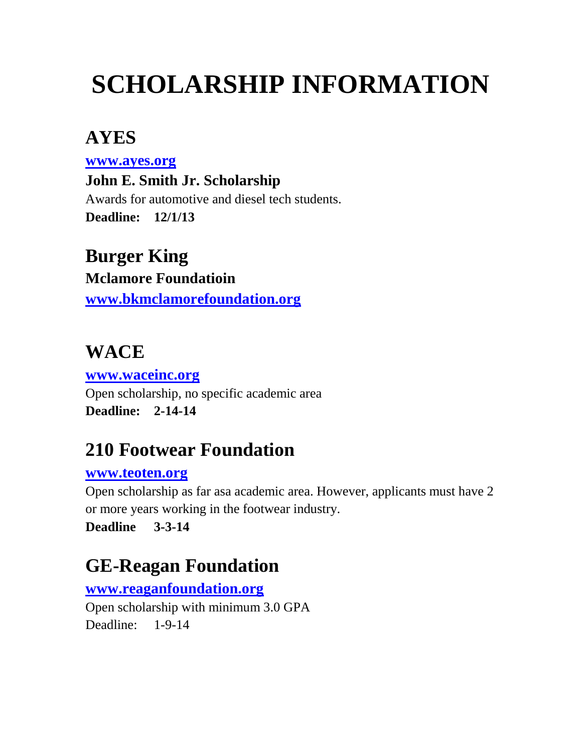# SCHOLARSHIP INFORMATION

## AYES

**www.ayes.org**

**John E. Smith Jr. Scholarship**

Awards for automotive and diesel tech students.

**Deadline: 12/1/13**

## Burger King

**Mclamore Foundatioin**

**www.bkmclamorefoundation.org**

## WACE

**www.waceinc.org**

Open scholarship, no specific academic area

**Deadline: 2-14-14**

## 210 Footwear Foundation

**www.teoten.org**

Open scholarship as far asa academic area. However, applicants must have 2 or more years working in the footwear industry.

**Deadline 3-3-14**

## GE-Reagan Foundation

**www.reaganfoundation.org**

Open scholarship with minimum 3.0 GPA

Deadline: 1-9-14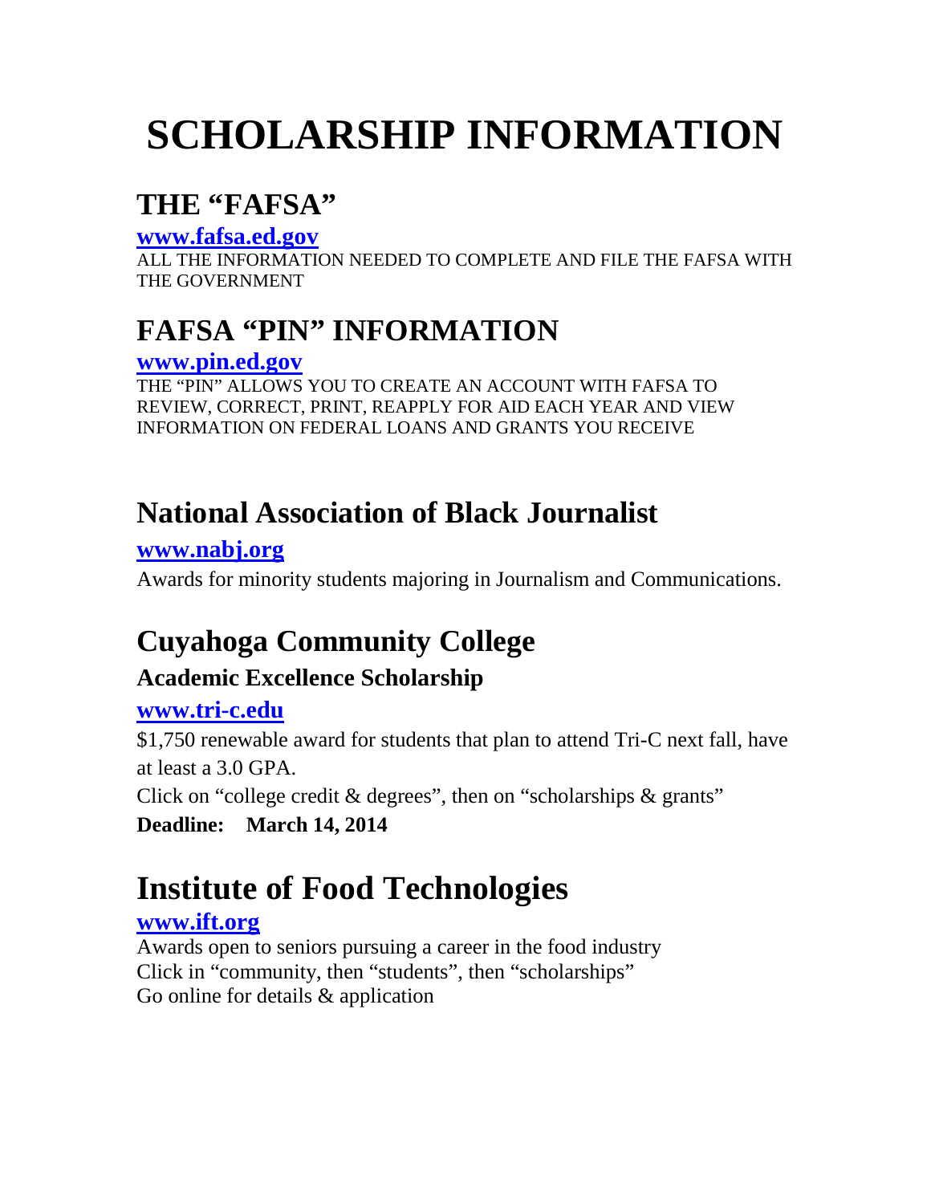# SCHOLARSHIP INFORMATION

## THE "FAFSA"

**www.fafsa.ed.gov**

ALL THE INFORMATION NEEDED TO COMPLETE AND FILE THE FAFSA WITH THE GOVERNMENT

## FAFSA "PIN" INFORMATION

**www.pin.ed.gov**

THE "PIN" ALLOWS YOU TO CREATE AN ACCOUNT WITH FAFSA TO REVIEW, CORRECT, PRINT, REAPPLY FOR AID EACH YEAR AND VIEW INFORMATION ON FEDERAL LOANS AND GRANTS YOU RECEIVE

## National Association of Black Journalist

**www.nabj.org**

Awards for minority students majoring in Journalism and Communications.

## Cuyahoga Community College

### Academic Excellence Scholarship

**www.tri-c.edu**

$1,750 renewable award for students that plan to attend Tri-C next fall, have at least a 3.0 GPA.

Click on "college credit & degrees", then on "scholarships & grants"

**Deadline: March 14, 2014**

# Institute of Food Technologies

**www.ift.org**

Awards open to seniors pursuing a career in the food industry
Click in "community, then "students", then "scholarships"
Go online for details & application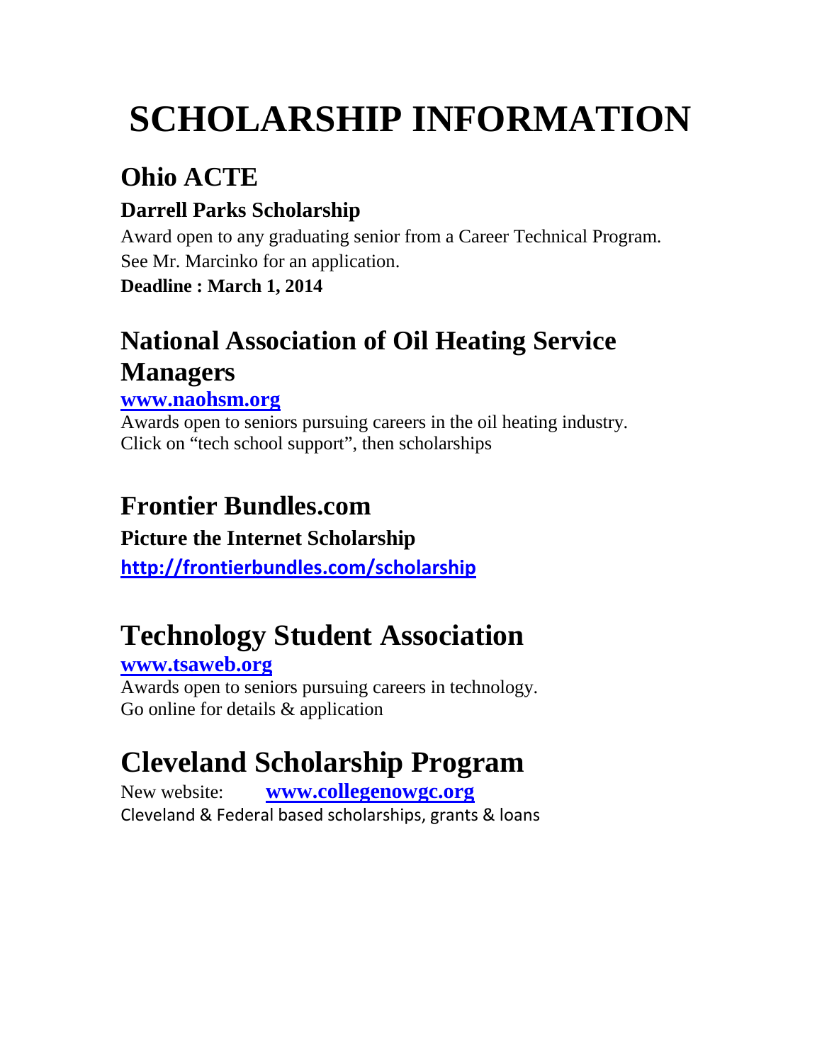# SCHOLARSHIP INFORMATION

## Ohio ACTE

### Darrell Parks Scholarship

Award open to any graduating senior from a Career Technical Program.
See Mr. Marcinko for an application.

**Deadline : March 1, 2014**

## National Association of Oil Heating Service Managers

**[www.naohsm.org](http://www.naohsm.org)**

Awards open to seniors pursuing careers in the oil heating industry.
Click on "tech school support", then scholarships

## Frontier Bundles.com

### Picture the Internet Scholarship

**[http://frontierbundles.com/scholarship](http://frontierbundles.com/scholarship)**

## Technology Student Association

**[www.tsaweb.org](http://www.tsaweb.org)**

Awards open to seniors pursuing careers in technology.
Go online for details & application

## Cleveland Scholarship Program

New website: **[www.collegenowgc.org](http://www.collegenowgc.org)**

Cleveland & Federal based scholarships, grants & loans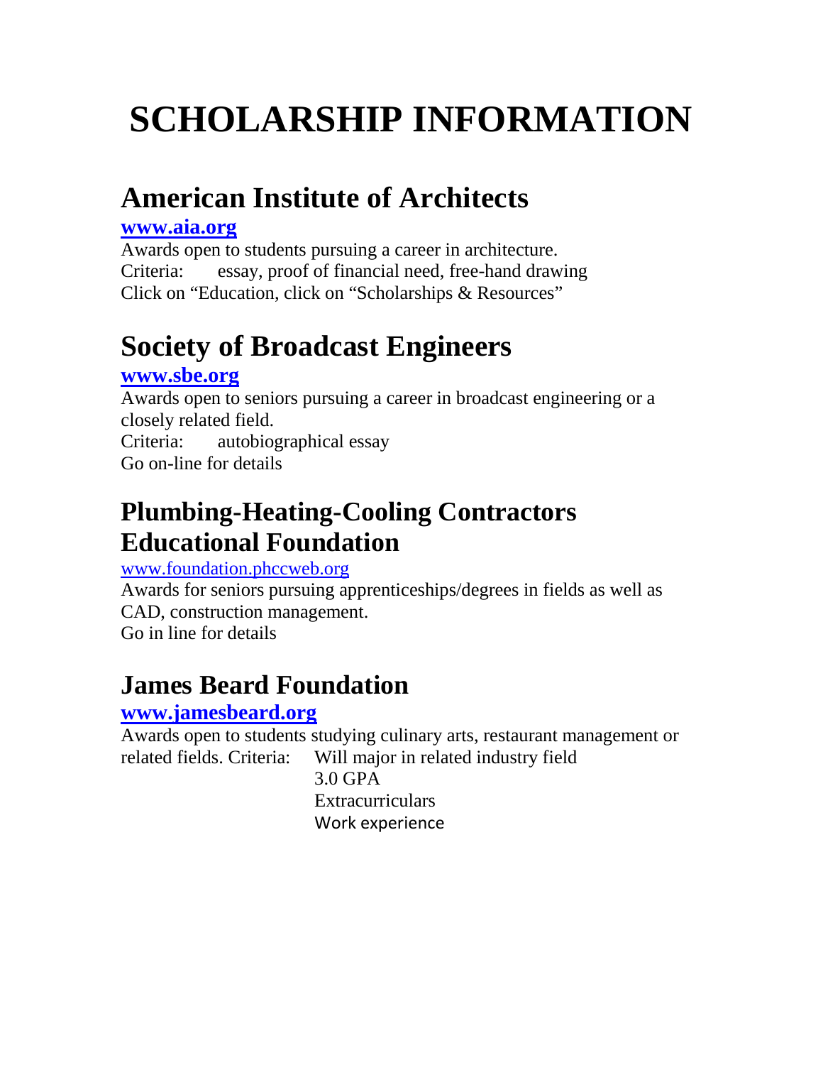# SCHOLARSHIP INFORMATION

## American Institute of Architects

**www.aia.org**

Awards open to students pursuing a career in architecture.
Criteria: essay, proof of financial need, free-hand drawing
Click on "Education, click on "Scholarships & Resources"

## Society of Broadcast Engineers

**www.sbe.org**

Awards open to seniors pursuing a career in broadcast engineering or a closely related field.
Criteria: autobiographical essay
Go on-line for details

## Plumbing-Heating-Cooling Contractors Educational Foundation

www.foundation.phccweb.org

Awards for seniors pursuing apprenticeships/degrees in fields as well as CAD, construction management.
Go in line for details

## James Beard Foundation

**www.jamesbeard.org**

Awards open to students studying culinary arts, restaurant management or related fields. Criteria:

- Will major in related industry field
- 3.0 GPA
- Extracurriculars
- Work experience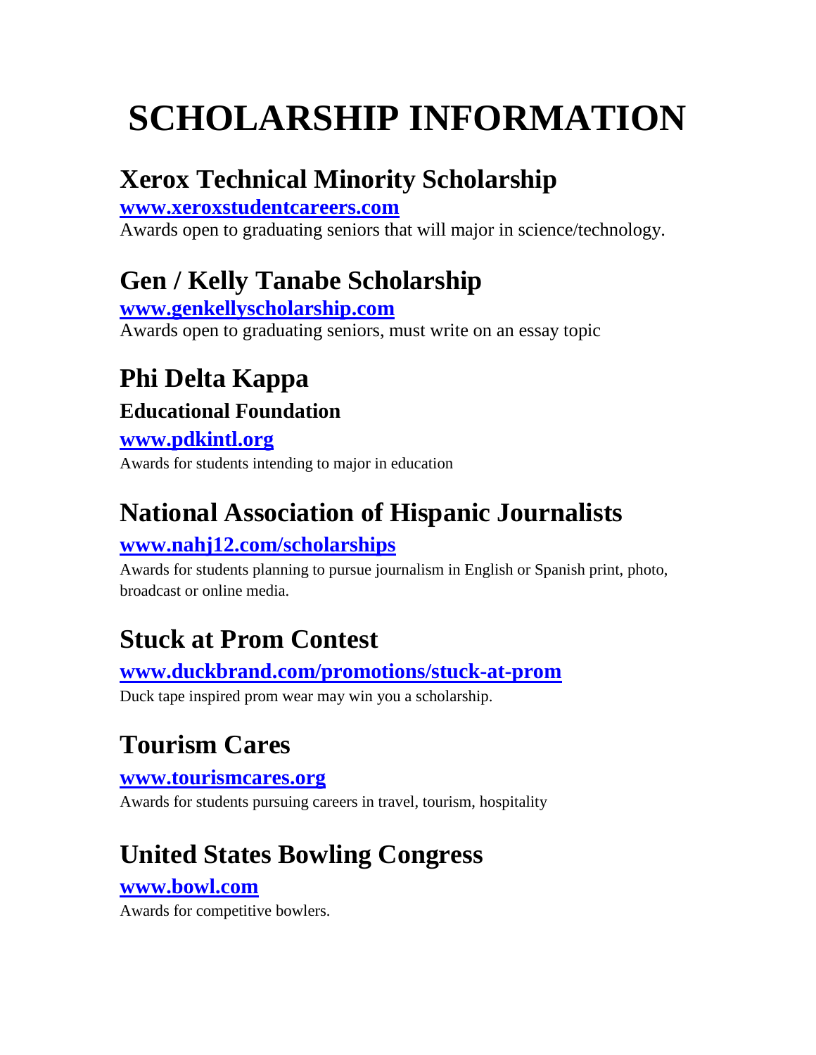# SCHOLARSHIP INFORMATION

## Xerox Technical Minority Scholarship

**www.xeroxstudentcareers.com**

Awards open to graduating seniors that will major in science/technology.

## Gen / Kelly Tanabe Scholarship

**www.genkellyscholarship.com**

Awards open to graduating seniors, must write on an essay topic

## Phi Delta Kappa

### Educational Foundation

**www.pdkintl.org**

Awards for students intending to major in education

## National Association of Hispanic Journalists

**www.nahj12.com/scholarships**

Awards for students planning to pursue journalism in English or Spanish print, photo, broadcast or online media.

## Stuck at Prom Contest

**www.duckbrand.com/promotions/stuck-at-prom**

Duck tape inspired prom wear may win you a scholarship.

## Tourism Cares

**www.tourismcares.org**

Awards for students pursuing careers in travel, tourism, hospitality

## United States Bowling Congress

**www.bowl.com**

Awards for competitive bowlers.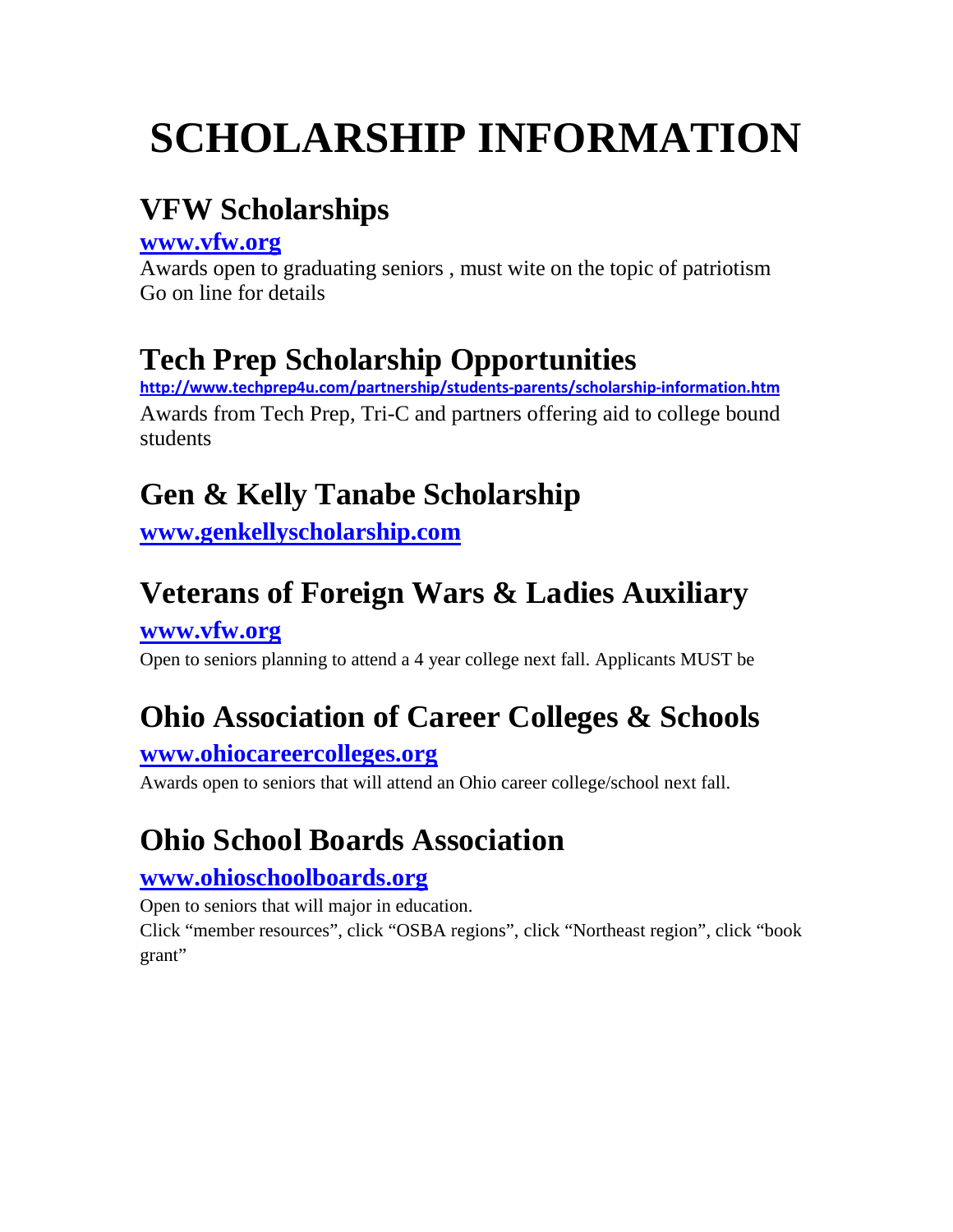# SCHOLARSHIP INFORMATION

## VFW Scholarships

**www.vfw.org**

Awards open to graduating seniors , must wite on the topic of patriotism
Go on line for details

## Tech Prep Scholarship Opportunities

**http://www.techprep4u.com/partnership/students-parents/scholarship-information.htm**

Awards from Tech Prep, Tri-C and partners offering aid to college bound students

## Gen & Kelly Tanabe Scholarship

**www.genkellyscholarship.com**

## Veterans of Foreign Wars & Ladies Auxiliary

**www.vfw.org**

Open to seniors planning to attend a 4 year college next fall. Applicants MUST be

## Ohio Association of Career Colleges & Schools

**www.ohiocareercolleges.org**

Awards open to seniors that will attend an Ohio career college/school next fall.

## Ohio School Boards Association

**www.ohioschoolboards.org**

Open to seniors that will major in education.
Click “member resources”, click “OSBA regions”, click “Northeast region”, click “book grant”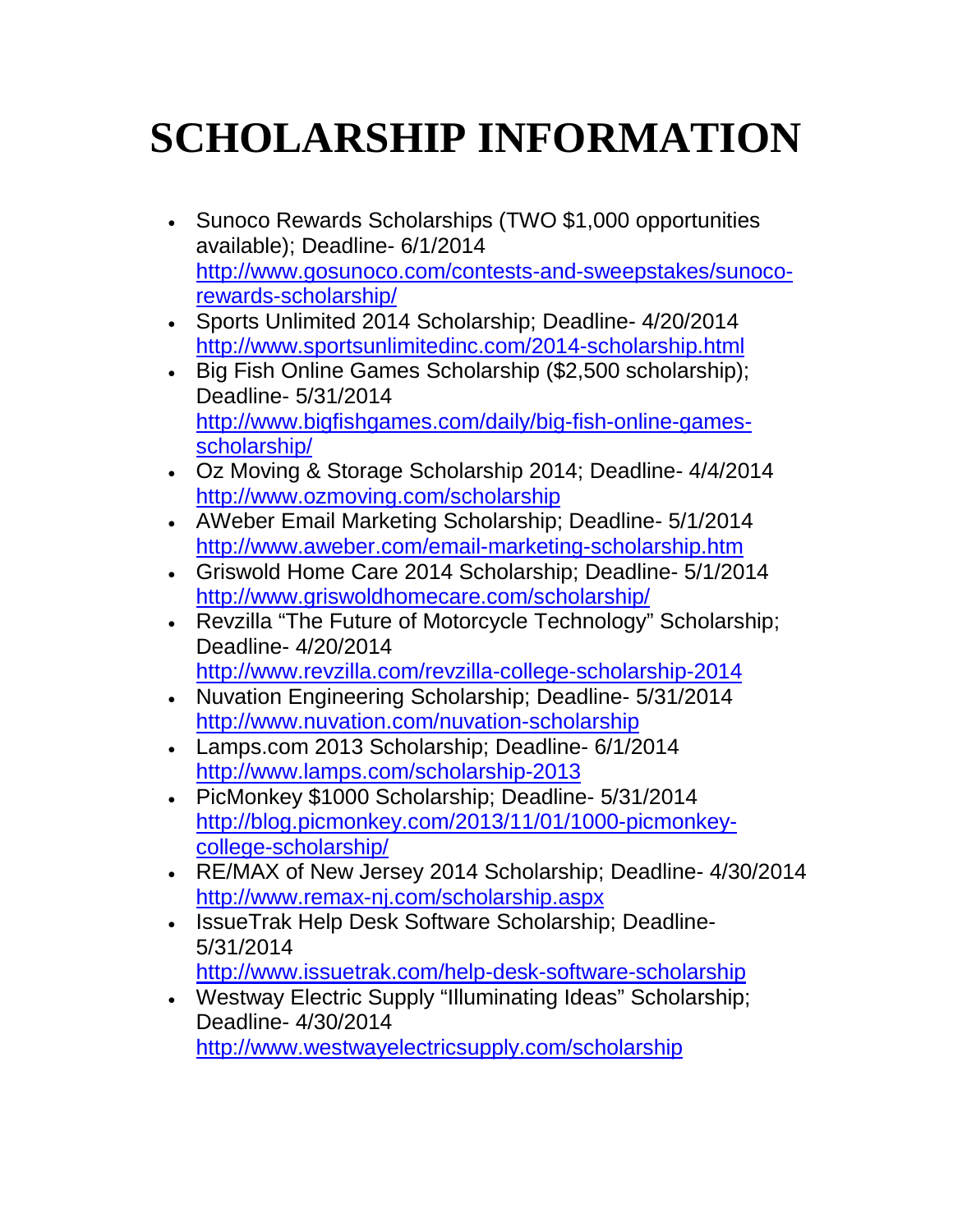# SCHOLARSHIP INFORMATION

- Sunoco Rewards Scholarships (TWO $1,000 opportunities available); Deadline- 6/1/2014 http://www.gosunoco.com/contests-and-sweepstakes/sunoco-rewards-scholarship/
- Sports Unlimited 2014 Scholarship; Deadline- 4/20/2014 http://www.sportsunlimitedinc.com/2014-scholarship.html
- Big Fish Online Games Scholarship ($2,500 scholarship); Deadline- 5/31/2014 http://www.bigfishgames.com/daily/big-fish-online-games-scholarship/
- Oz Moving & Storage Scholarship 2014; Deadline- 4/4/2014 http://www.ozmoving.com/scholarship
- AWeber Email Marketing Scholarship; Deadline- 5/1/2014 http://www.aweber.com/email-marketing-scholarship.htm
- Griswold Home Care 2014 Scholarship; Deadline- 5/1/2014 http://www.griswoldhomecare.com/scholarship/
- Revzilla "The Future of Motorcycle Technology" Scholarship; Deadline- 4/20/2014 http://www.revzilla.com/revzilla-college-scholarship-2014
- Nuvation Engineering Scholarship; Deadline- 5/31/2014 http://www.nuvation.com/nuvation-scholarship
- Lamps.com 2013 Scholarship; Deadline- 6/1/2014 http://www.lamps.com/scholarship-2013
- PicMonkey $1000 Scholarship; Deadline- 5/31/2014 http://blog.picmonkey.com/2013/11/01/1000-picmonkey-college-scholarship/
- RE/MAX of New Jersey 2014 Scholarship; Deadline- 4/30/2014 http://www.remax-nj.com/scholarship.aspx
- IssueTrak Help Desk Software Scholarship; Deadline- 5/31/2014 http://www.issuetrak.com/help-desk-software-scholarship
- Westway Electric Supply "Illuminating Ideas" Scholarship; Deadline- 4/30/2014 http://www.westwayelectricsupply.com/scholarship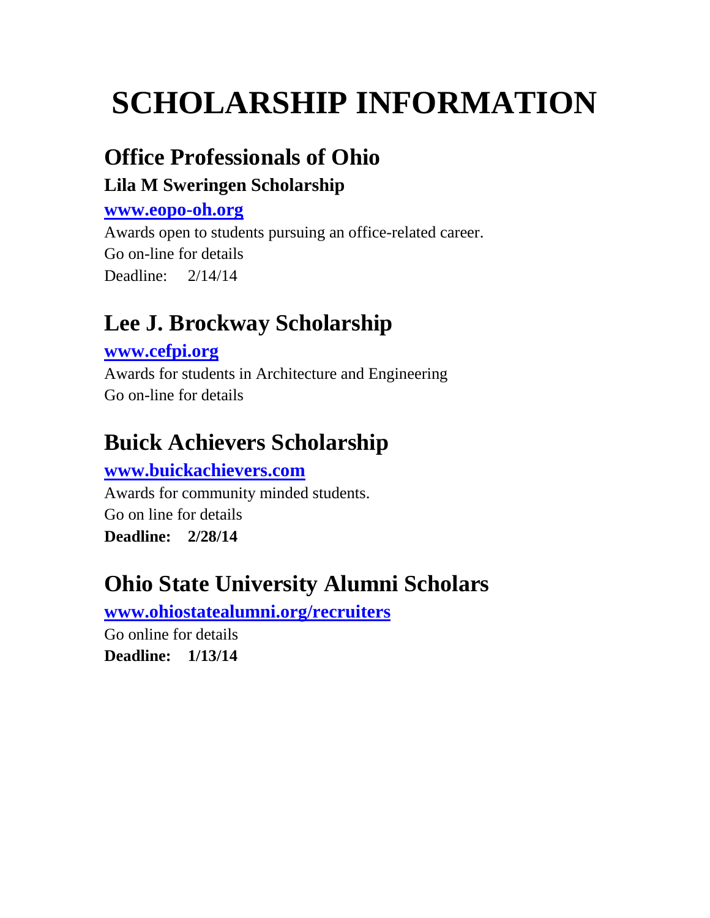# SCHOLARSHIP INFORMATION

## Office Professionals of Ohio

### Lila M Sweringen Scholarship

**www.eopo-oh.org**

Awards open to students pursuing an office-related career.
Go on-line for details
Deadline: 2/14/14

## Lee J. Brockway Scholarship

**www.cefpi.org**

Awards for students in Architecture and Engineering
Go on-line for details

## Buick Achievers Scholarship

**www.buickachievers.com**

Awards for community minded students.
Go on line for details
**Deadline: 2/28/14**

## Ohio State University Alumni Scholars

**www.ohiostatealumni.org/recruiters**

Go online for details
**Deadline: 1/13/14**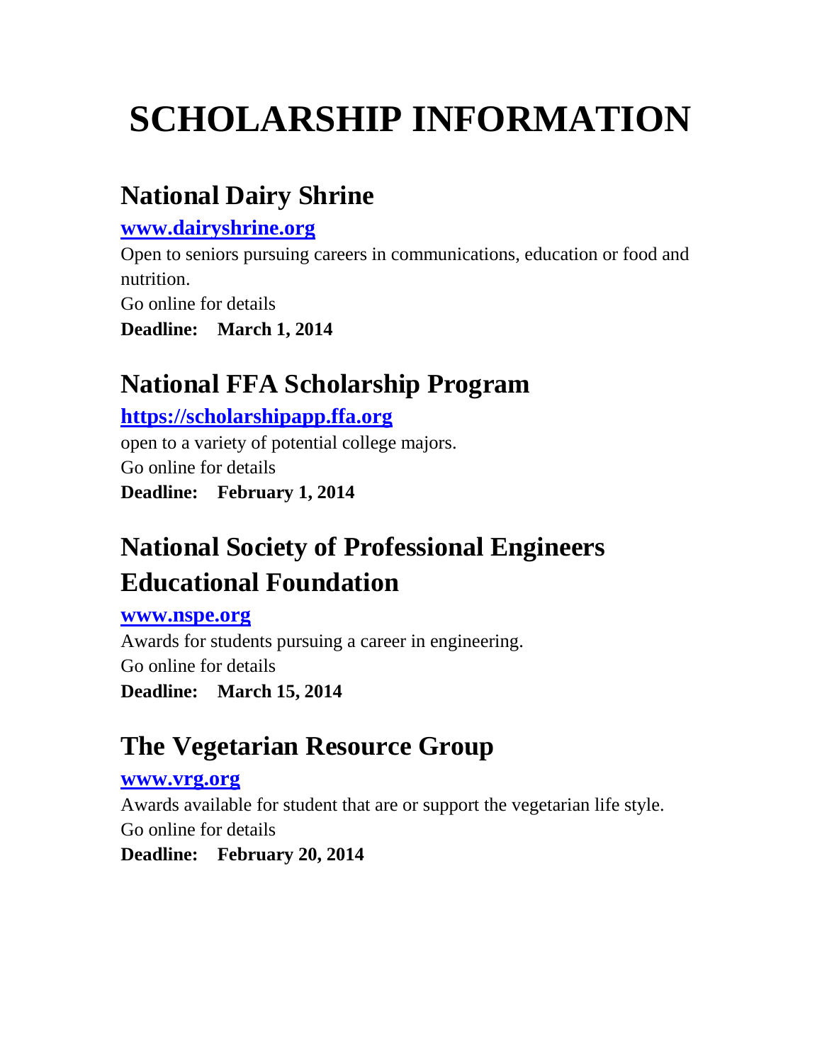# SCHOLARSHIP INFORMATION

## National Dairy Shrine

**[www.dairyshrine.org](http://www.dairyshrine.org)**

Open to seniors pursuing careers in communications, education or food and nutrition.

Go online for details

**Deadline: March 1, 2014**

## National FFA Scholarship Program

**[https://scholarshipapp.ffa.org](https://scholarshipapp.ffa.org)**

open to a variety of potential college majors.

Go online for details

**Deadline: February 1, 2014**

## National Society of Professional Engineers Educational Foundation

**[www.nspe.org](http://www.nspe.org)**

Awards for students pursuing a career in engineering.

Go online for details

**Deadline: March 15, 2014**

## The Vegetarian Resource Group

**[www.vrg.org](http://www.vrg.org)**

Awards available for student that are or support the vegetarian life style.

Go online for details

**Deadline: February 20, 2014**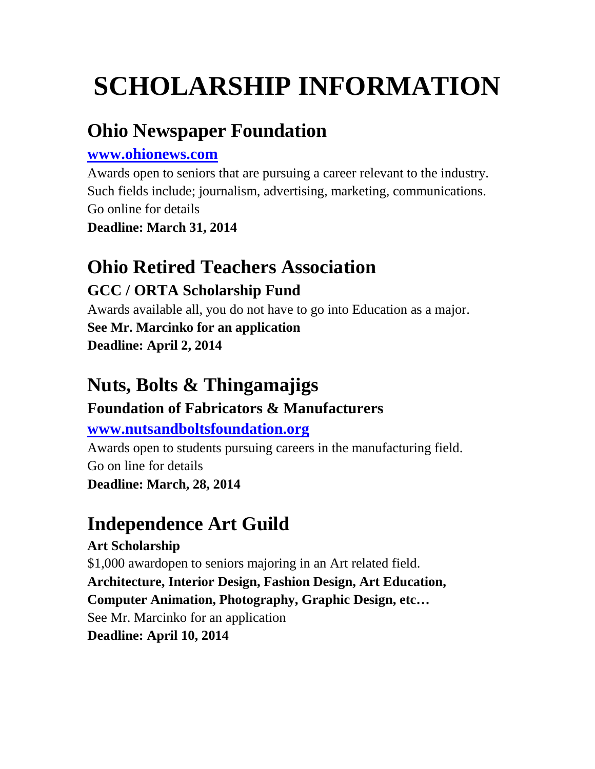# SCHOLARSHIP INFORMATION

## Ohio Newspaper Foundation

**www.ohionews.com**

Awards open to seniors that are pursuing a career relevant to the industry. Such fields include; journalism, advertising, marketing, communications. Go online for details

**Deadline: March 31, 2014**

## Ohio Retired Teachers Association

### GCC / ORTA Scholarship Fund

Awards available all, you do not have to go into Education as a major.

**See Mr. Marcinko for an application**

**Deadline: April 2, 2014**

## Nuts, Bolts & Thingamajigs

### Foundation of Fabricators & Manufacturers

**www.nutsandboltsfoundation.org**

Awards open to students pursuing careers in the manufacturing field. Go on line for details

**Deadline: March, 28, 2014**

## Independence Art Guild

**Art Scholarship**

$1,000 awardopen to seniors majoring in an Art related field.

**Architecture, Interior Design, Fashion Design, Art Education, Computer Animation, Photography, Graphic Design, etc…**

See Mr. Marcinko for an application

**Deadline: April 10, 2014**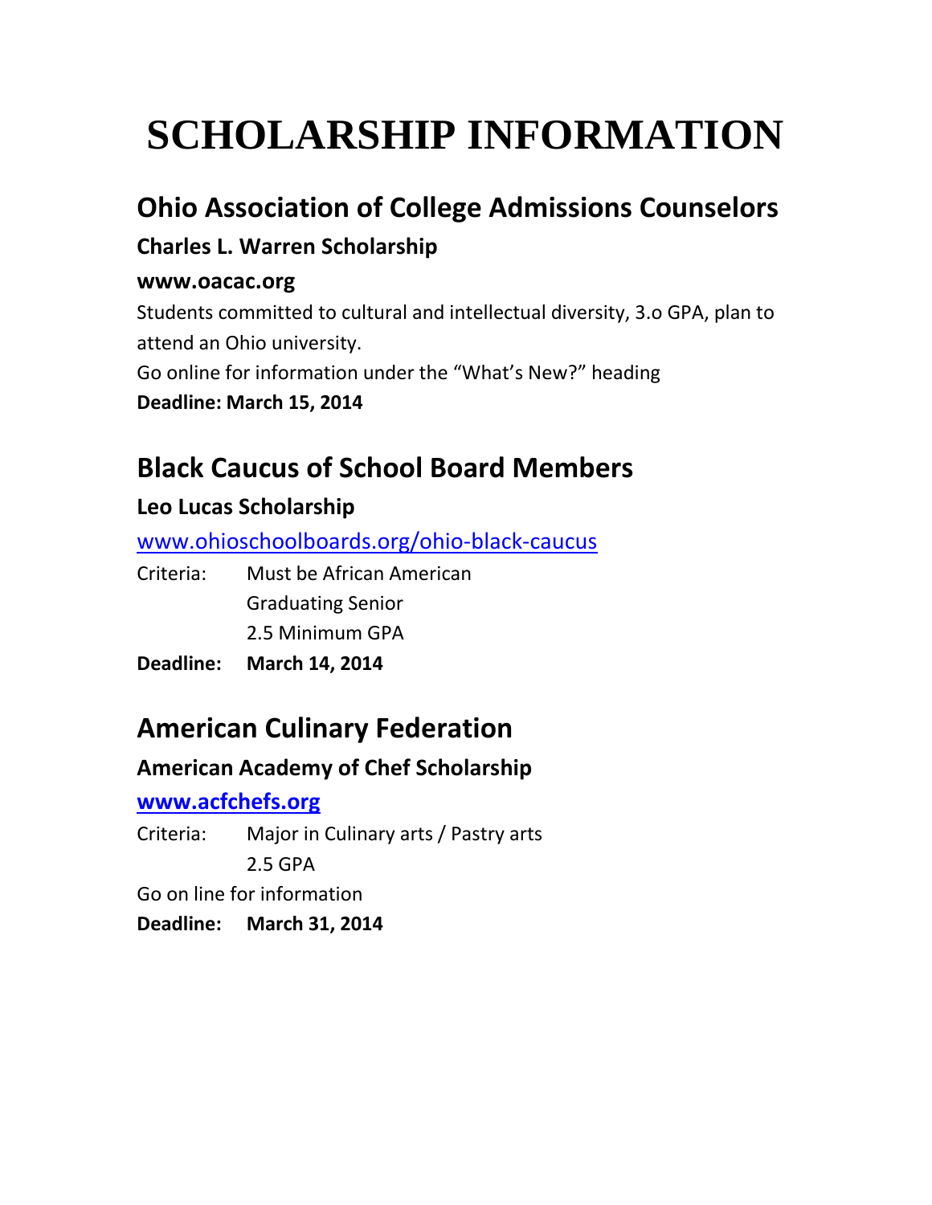# SCHOLARSHIP INFORMATION

## Ohio Association of College Admissions Counselors

### Charles L. Warren Scholarship

**www.oacac.org**

Students committed to cultural and intellectual diversity, 3.o GPA, plan to attend an Ohio university.

Go online for information under the "What's New?" heading

**Deadline: March 15, 2014**

## Black Caucus of School Board Members

### Leo Lucas Scholarship

www.ohioschoolboards.org/ohio-black-caucus

Criteria: Must be African American
Graduating Senior
2.5 Minimum GPA

**Deadline: March 14, 2014**

## American Culinary Federation

### American Academy of Chef Scholarship

**www.acfchefs.org**

Criteria: Major in Culinary arts / Pastry arts
2.5 GPA

Go on line for information

**Deadline: March 31, 2014**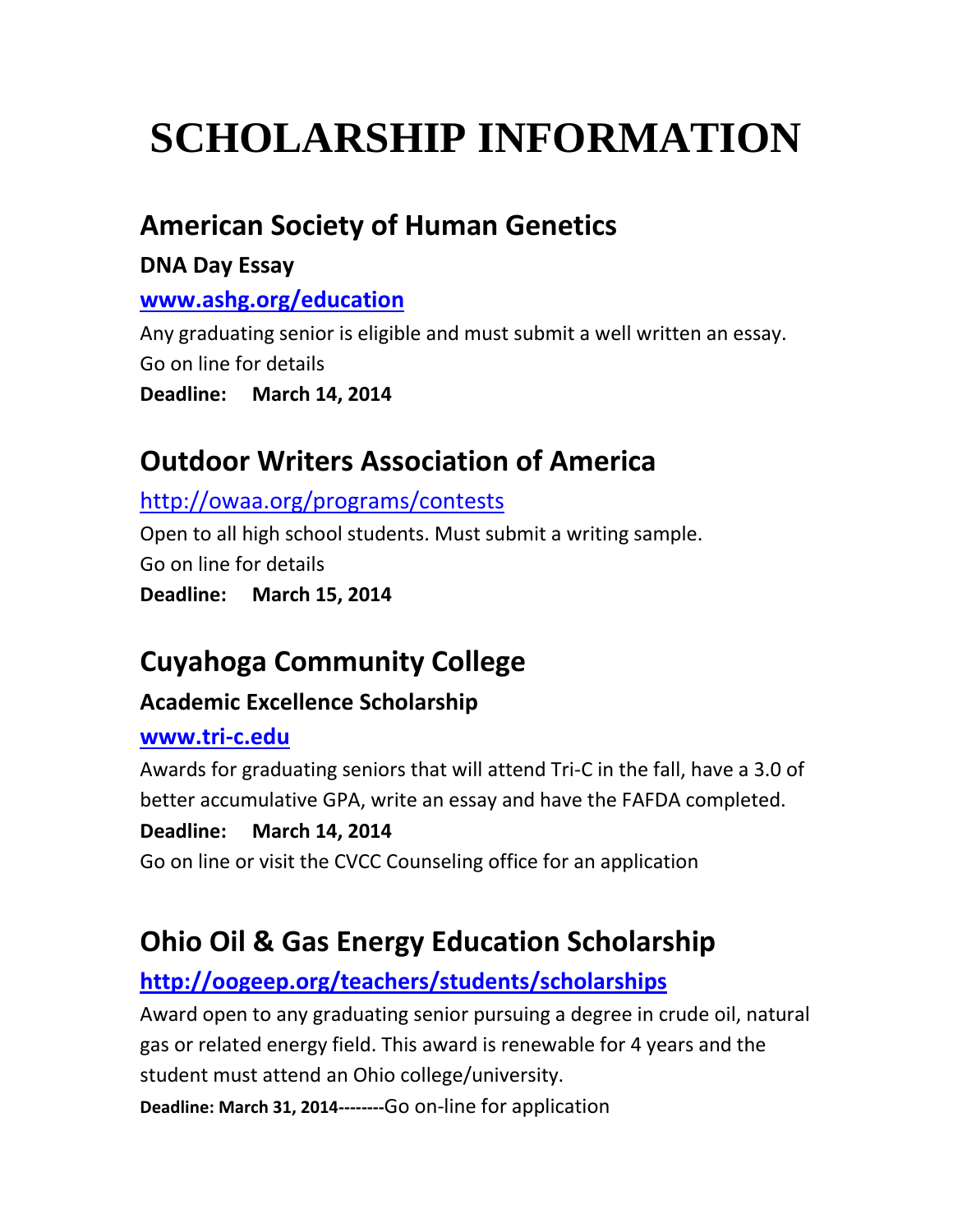# SCHOLARSHIP INFORMATION

## American Society of Human Genetics

### DNA Day Essay

**www.ashg.org/education**

Any graduating senior is eligible and must submit a well written an essay. Go on line for details

**Deadline: March 14, 2014**

## Outdoor Writers Association of America

http://owaa.org/programs/contests

Open to all high school students. Must submit a writing sample. Go on line for details

**Deadline: March 15, 2014**

## Cuyahoga Community College

### Academic Excellence Scholarship

**www.tri-c.edu**

Awards for graduating seniors that will attend Tri-C in the fall, have a 3.0 of better accumulative GPA, write an essay and have the FAFDA completed.

**Deadline: March 14, 2014**

Go on line or visit the CVCC Counseling office for an application

## Ohio Oil & Gas Energy Education Scholarship

**http://oogeep.org/teachers/students/scholarships**

Award open to any graduating senior pursuing a degree in crude oil, natural gas or related energy field. This award is renewable for 4 years and the student must attend an Ohio college/university.

**Deadline: March 31, 2014--------**Go on-line for application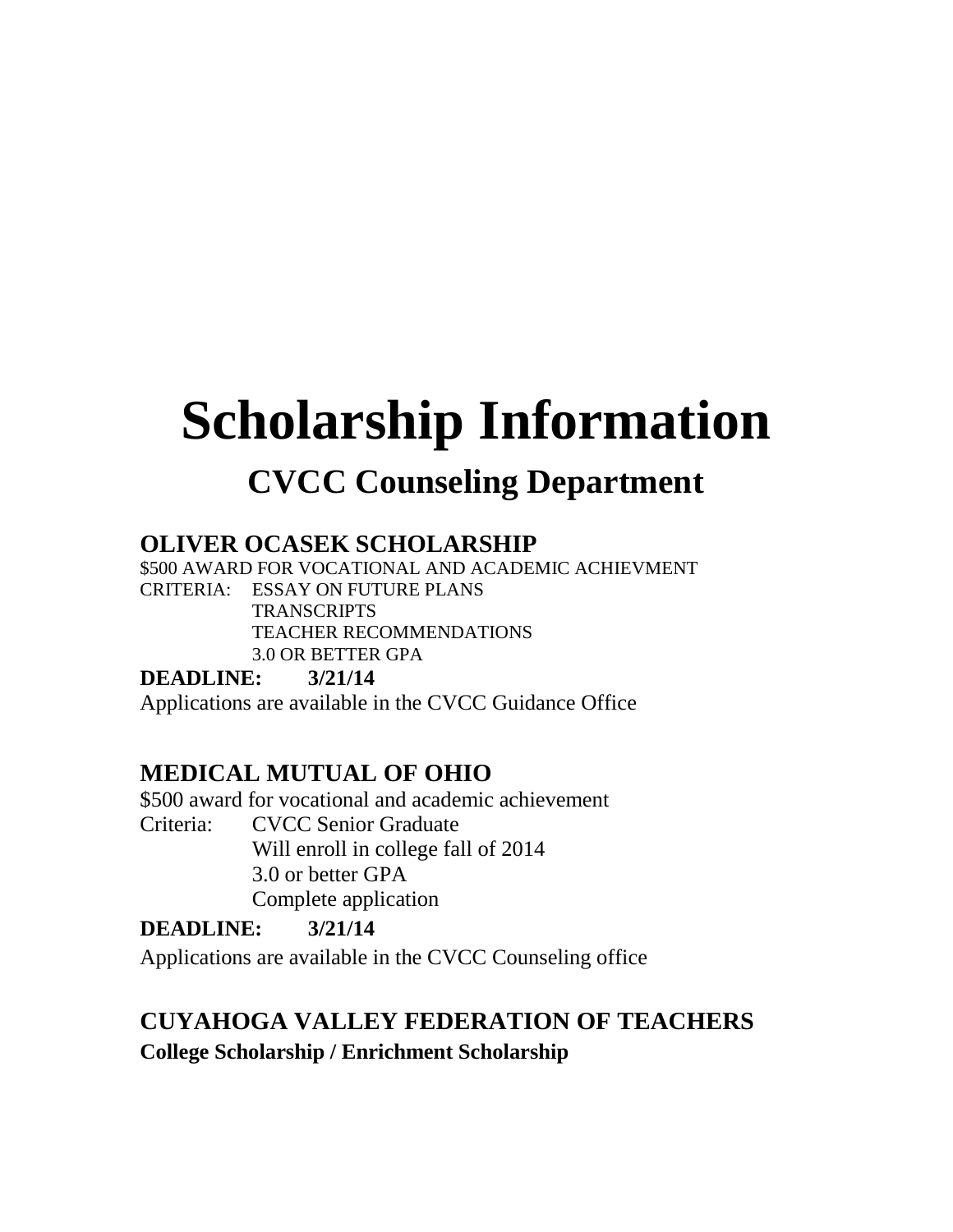# Scholarship Information

## CVCC Counseling Department

### OLIVER OCASEK SCHOLARSHIP

$500 AWARD FOR VOCATIONAL AND ACADEMIC ACHIEVMENT

CRITERIA: ESSAY ON FUTURE PLANS
TRANSCRIPTS
TEACHER RECOMMENDATIONS
3.0 OR BETTER GPA

**DEADLINE: 3/21/14**

Applications are available in the CVCC Guidance Office

### MEDICAL MUTUAL OF OHIO

$500 award for vocational and academic achievement

Criteria: CVCC Senior Graduate
Will enroll in college fall of 2014
3.0 or better GPA
Complete application

**DEADLINE: 3/21/14**

Applications are available in the CVCC Counseling office

### CUYAHOGA VALLEY FEDERATION OF TEACHERS

**College Scholarship / Enrichment Scholarship**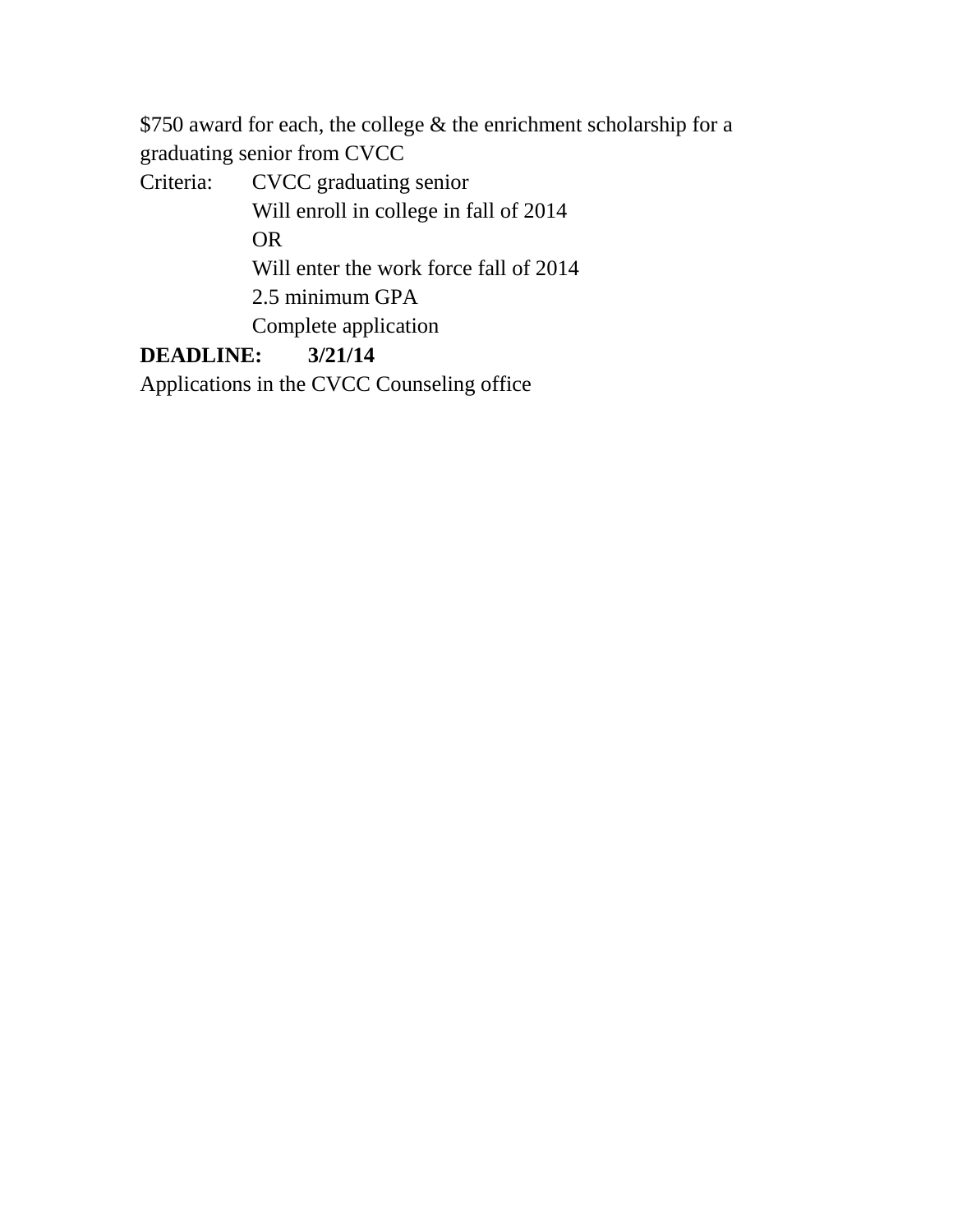$750 award for each, the college & the enrichment scholarship for a graduating senior from CVCC

Criteria: CVCC graduating senior
Will enroll in college in fall of 2014
OR
Will enter the work force fall of 2014
2.5 minimum GPA
Complete application

**DEADLINE: 3/21/14**

Applications in the CVCC Counseling office